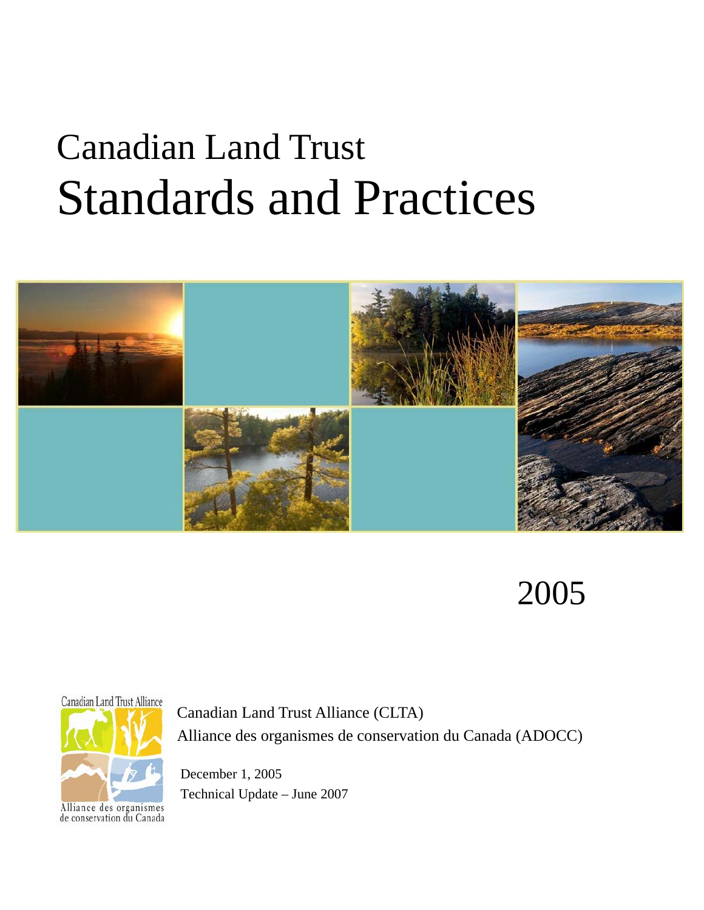# Canadian Land Trust
# Standards and Practices

2005

Canadian Land Trust Alliance
Alliance des organismes de conservation du Canada

Canadian Land Trust Alliance (CLTA)
Alliance des organismes de conservation du Canada (ADOCC)

December 1, 2005
Technical Update – June 2007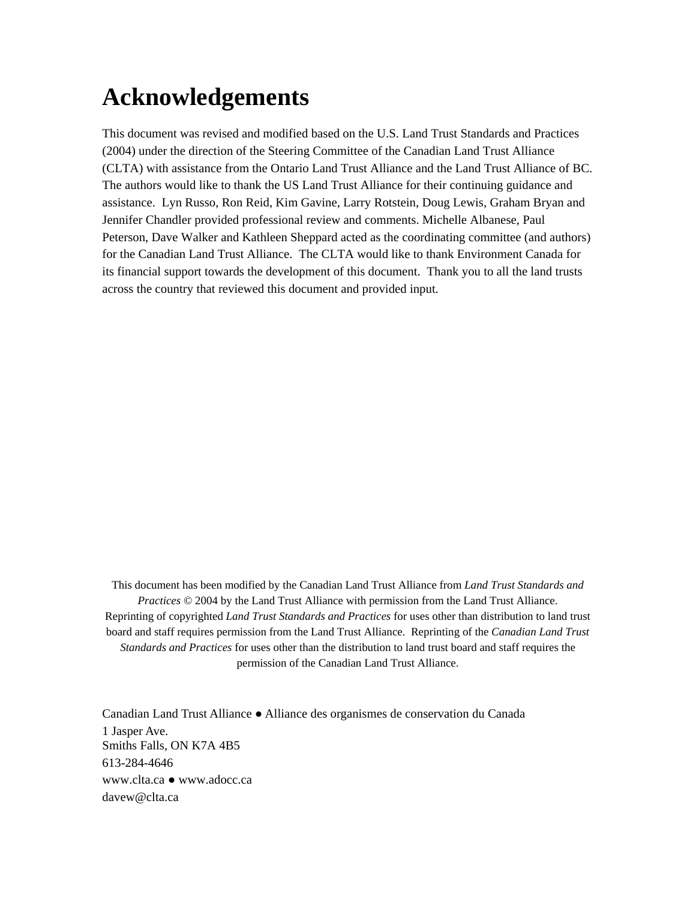# Acknowledgements

This document was revised and modified based on the U.S. Land Trust Standards and Practices (2004) under the direction of the Steering Committee of the Canadian Land Trust Alliance (CLTA) with assistance from the Ontario Land Trust Alliance and the Land Trust Alliance of BC. The authors would like to thank the US Land Trust Alliance for their continuing guidance and assistance. Lyn Russo, Ron Reid, Kim Gavine, Larry Rotstein, Doug Lewis, Graham Bryan and Jennifer Chandler provided professional review and comments. Michelle Albanese, Paul Peterson, Dave Walker and Kathleen Sheppard acted as the coordinating committee (and authors) for the Canadian Land Trust Alliance. The CLTA would like to thank Environment Canada for its financial support towards the development of this document. Thank you to all the land trusts across the country that reviewed this document and provided input.

This document has been modified by the Canadian Land Trust Alliance from *Land Trust Standards and Practices* © 2004 by the Land Trust Alliance with permission from the Land Trust Alliance. Reprinting of copyrighted *Land Trust Standards and Practices* for uses other than distribution to land trust board and staff requires permission from the Land Trust Alliance. Reprinting of the *Canadian Land Trust Standards and Practices* for uses other than the distribution to land trust board and staff requires the permission of the Canadian Land Trust Alliance.

Canadian Land Trust Alliance ● Alliance des organismes de conservation du Canada
1 Jasper Ave.
Smiths Falls, ON K7A 4B5
613-284-4646
www.clta.ca ● www.adocc.ca
davew@clta.ca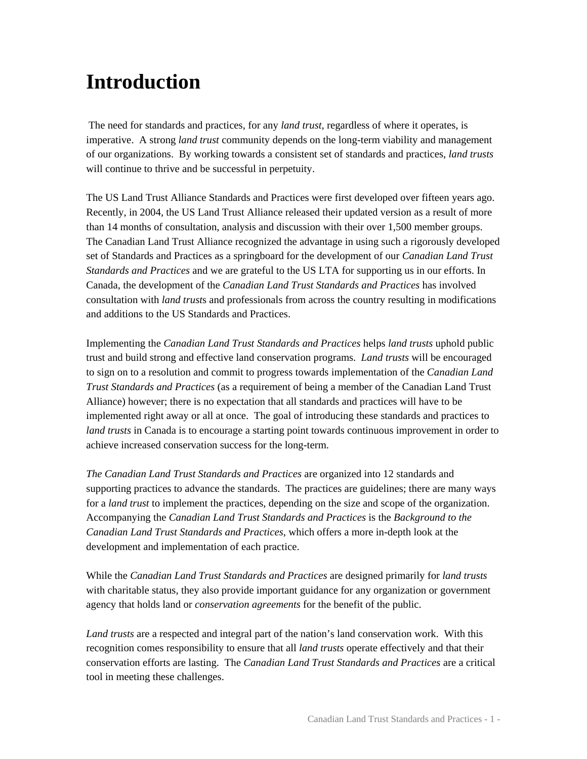# Introduction

The need for standards and practices, for any *land trust*, regardless of where it operates, is imperative. A strong *land trust* community depends on the long-term viability and management of our organizations. By working towards a consistent set of standards and practices, *land trusts* will continue to thrive and be successful in perpetuity.

The US Land Trust Alliance Standards and Practices were first developed over fifteen years ago. Recently, in 2004, the US Land Trust Alliance released their updated version as a result of more than 14 months of consultation, analysis and discussion with their over 1,500 member groups. The Canadian Land Trust Alliance recognized the advantage in using such a rigorously developed set of Standards and Practices as a springboard for the development of our *Canadian Land Trust Standards and Practices* and we are grateful to the US LTA for supporting us in our efforts. In Canada, the development of the *Canadian Land Trust Standards and Practices* has involved consultation with *land trust*s and professionals from across the country resulting in modifications and additions to the US Standards and Practices.

Implementing the *Canadian Land Trust Standards and Practices* helps *land trusts* uphold public trust and build strong and effective land conservation programs. *Land trusts* will be encouraged to sign on to a resolution and commit to progress towards implementation of the *Canadian Land Trust Standards and Practices* (as a requirement of being a member of the Canadian Land Trust Alliance) however; there is no expectation that all standards and practices will have to be implemented right away or all at once. The goal of introducing these standards and practices to *land trusts* in Canada is to encourage a starting point towards continuous improvement in order to achieve increased conservation success for the long-term.

*The Canadian Land Trust Standards and Practices* are organized into 12 standards and supporting practices to advance the standards. The practices are guidelines; there are many ways for a *land trust* to implement the practices, depending on the size and scope of the organization. Accompanying the *Canadian Land Trust Standards and Practices* is the *Background to the Canadian Land Trust Standards and Practices*, which offers a more in-depth look at the development and implementation of each practice.

While the *Canadian Land Trust Standards and Practices* are designed primarily for *land trusts* with charitable status, they also provide important guidance for any organization or government agency that holds land or *conservation agreements* for the benefit of the public.

*Land trusts* are a respected and integral part of the nation's land conservation work. With this recognition comes responsibility to ensure that all *land trusts* operate effectively and that their conservation efforts are lasting. The *Canadian Land Trust Standards and Practices* are a critical tool in meeting these challenges.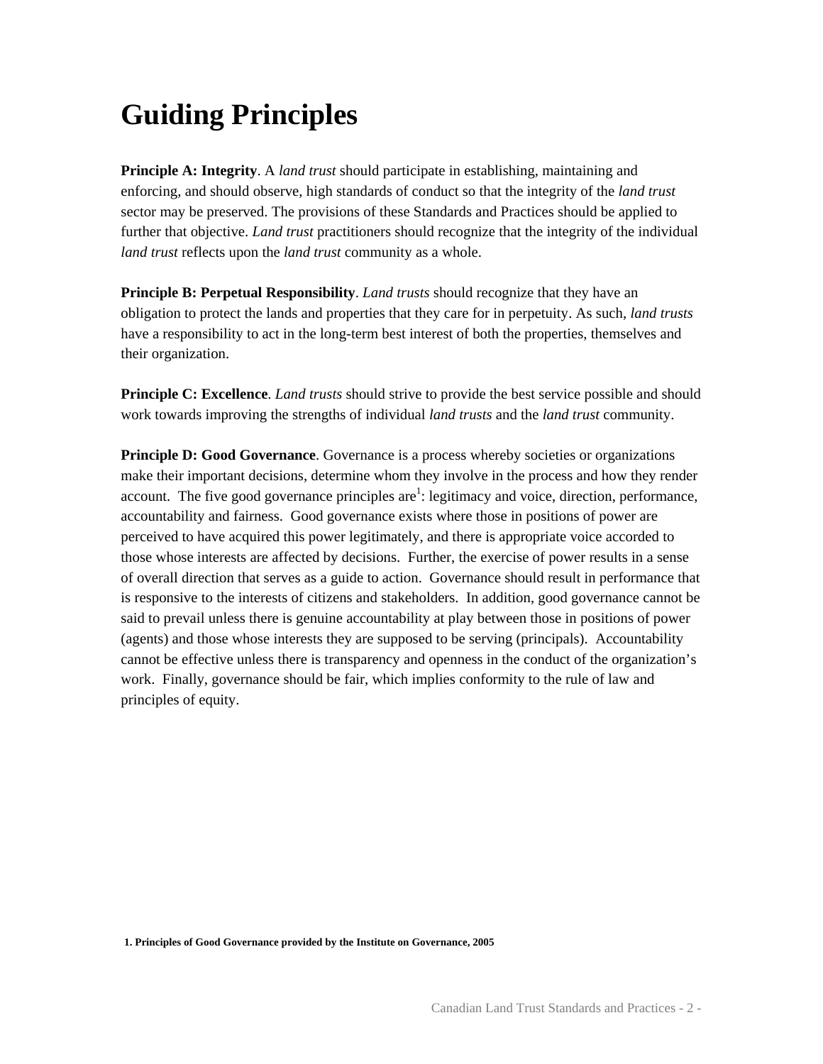# Guiding Principles

**Principle A: Integrity**. A *land trust* should participate in establishing, maintaining and enforcing, and should observe, high standards of conduct so that the integrity of the *land trust* sector may be preserved. The provisions of these Standards and Practices should be applied to further that objective. *Land trust* practitioners should recognize that the integrity of the individual *land trust* reflects upon the *land trust* community as a whole.

**Principle B: Perpetual Responsibility**. *Land trusts* should recognize that they have an obligation to protect the lands and properties that they care for in perpetuity. As such, *land trusts* have a responsibility to act in the long-term best interest of both the properties, themselves and their organization.

**Principle C: Excellence**. *Land trusts* should strive to provide the best service possible and should work towards improving the strengths of individual *land trusts* and the *land trust* community.

**Principle D: Good Governance**. Governance is a process whereby societies or organizations make their important decisions, determine whom they involve in the process and how they render account. The five good governance principles are[1]: legitimacy and voice, direction, performance, accountability and fairness. Good governance exists where those in positions of power are perceived to have acquired this power legitimately, and there is appropriate voice accorded to those whose interests are affected by decisions. Further, the exercise of power results in a sense of overall direction that serves as a guide to action. Governance should result in performance that is responsive to the interests of citizens and stakeholders. In addition, good governance cannot be said to prevail unless there is genuine accountability at play between those in positions of power (agents) and those whose interests they are supposed to be serving (principals). Accountability cannot be effective unless there is transparency and openness in the conduct of the organization's work. Finally, governance should be fair, which implies conformity to the rule of law and principles of equity.

**1. Principles of Good Governance provided by the Institute on Governance, 2005**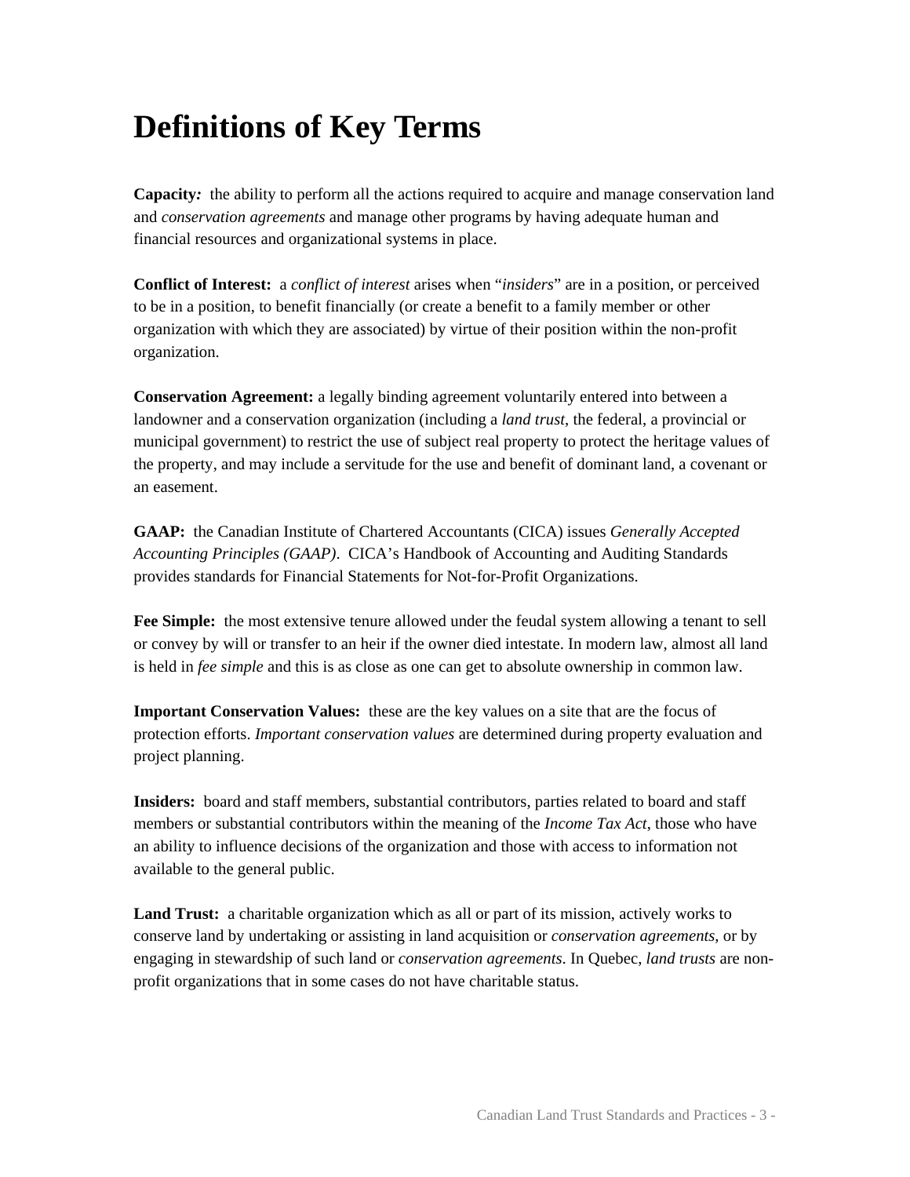# Definitions of Key Terms

**Capacity***:* the ability to perform all the actions required to acquire and manage conservation land and *conservation agreements* and manage other programs by having adequate human and financial resources and organizational systems in place.

**Conflict of Interest:** a *conflict of interest* arises when "*insiders*" are in a position, or perceived to be in a position, to benefit financially (or create a benefit to a family member or other organization with which they are associated) by virtue of their position within the non-profit organization.

**Conservation Agreement:** a legally binding agreement voluntarily entered into between a landowner and a conservation organization (including a *land trust*, the federal, a provincial or municipal government) to restrict the use of subject real property to protect the heritage values of the property, and may include a servitude for the use and benefit of dominant land, a covenant or an easement.

**GAAP:** the Canadian Institute of Chartered Accountants (CICA) issues *Generally Accepted Accounting Principles (GAAP)*. CICA's Handbook of Accounting and Auditing Standards provides standards for Financial Statements for Not-for-Profit Organizations.

**Fee Simple:** the most extensive tenure allowed under the feudal system allowing a tenant to sell or convey by will or transfer to an heir if the owner died intestate. In modern law, almost all land is held in *fee simple* and this is as close as one can get to absolute ownership in common law.

**Important Conservation Values:** these are the key values on a site that are the focus of protection efforts. *Important conservation values* are determined during property evaluation and project planning.

**Insiders:** board and staff members, substantial contributors, parties related to board and staff members or substantial contributors within the meaning of the *Income Tax Act*, those who have an ability to influence decisions of the organization and those with access to information not available to the general public.

**Land Trust:** a charitable organization which as all or part of its mission, actively works to conserve land by undertaking or assisting in land acquisition or *conservation agreements*, or by engaging in stewardship of such land or *conservation agreements*. In Quebec, *land trusts* are non-profit organizations that in some cases do not have charitable status.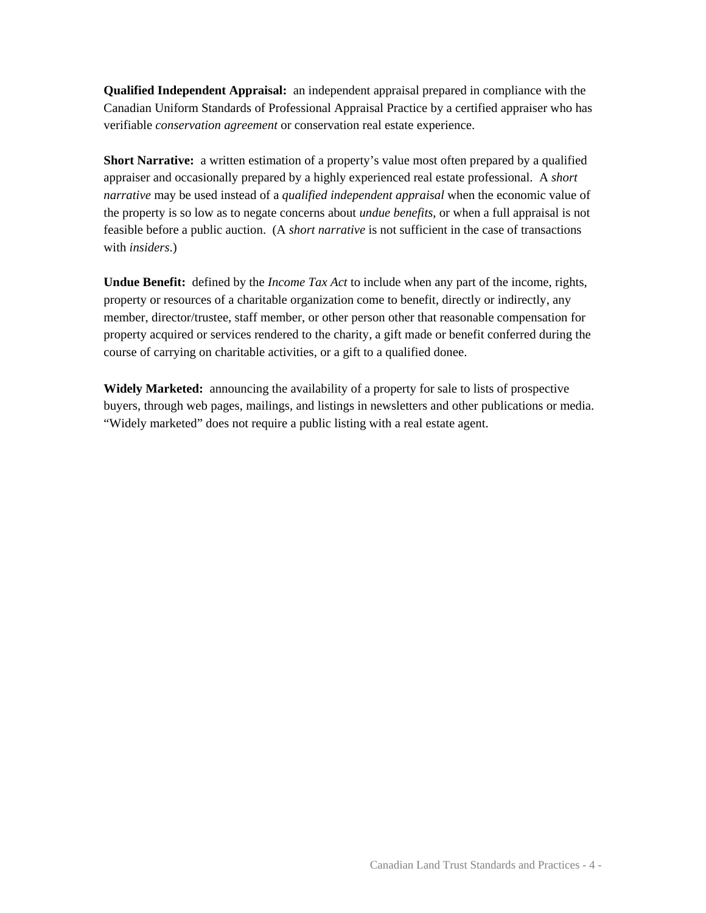**Qualified Independent Appraisal:** an independent appraisal prepared in compliance with the Canadian Uniform Standards of Professional Appraisal Practice by a certified appraiser who has verifiable *conservation agreement* or conservation real estate experience.

**Short Narrative:** a written estimation of a property's value most often prepared by a qualified appraiser and occasionally prepared by a highly experienced real estate professional. A *short narrative* may be used instead of a *qualified independent appraisal* when the economic value of the property is so low as to negate concerns about *undue benefits*, or when a full appraisal is not feasible before a public auction. (A *short narrative* is not sufficient in the case of transactions with *insiders*.)

**Undue Benefit:** defined by the *Income Tax Act* to include when any part of the income, rights, property or resources of a charitable organization come to benefit, directly or indirectly, any member, director/trustee, staff member, or other person other that reasonable compensation for property acquired or services rendered to the charity, a gift made or benefit conferred during the course of carrying on charitable activities, or a gift to a qualified donee.

**Widely Marketed:** announcing the availability of a property for sale to lists of prospective buyers, through web pages, mailings, and listings in newsletters and other publications or media. "Widely marketed" does not require a public listing with a real estate agent.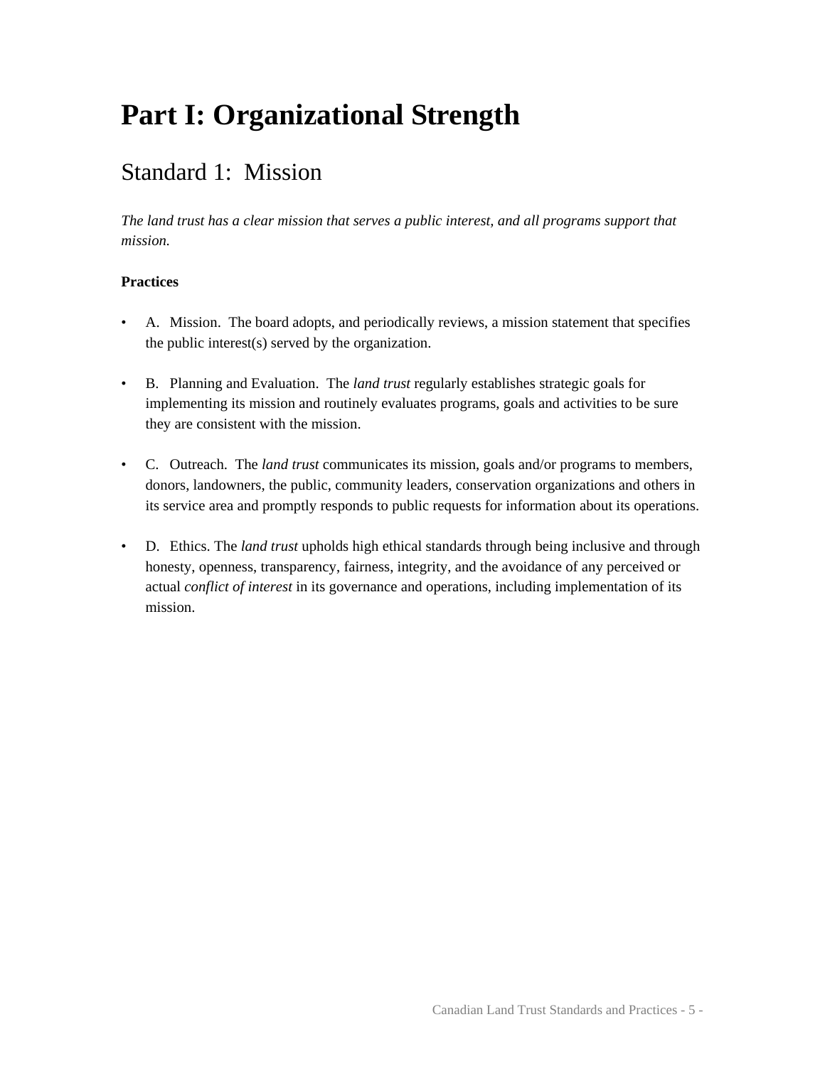# Part I: Organizational Strength

## Standard 1: Mission

*The land trust has a clear mission that serves a public interest, and all programs support that mission.*

**Practices**

- A. Mission. The board adopts, and periodically reviews, a mission statement that specifies the public interest(s) served by the organization.

- B. Planning and Evaluation. The *land trust* regularly establishes strategic goals for implementing its mission and routinely evaluates programs, goals and activities to be sure they are consistent with the mission.

- C. Outreach. The *land trust* communicates its mission, goals and/or programs to members, donors, landowners, the public, community leaders, conservation organizations and others in its service area and promptly responds to public requests for information about its operations.

- D. Ethics. The *land trust* upholds high ethical standards through being inclusive and through honesty, openness, transparency, fairness, integrity, and the avoidance of any perceived or actual *conflict of interest* in its governance and operations, including implementation of its mission.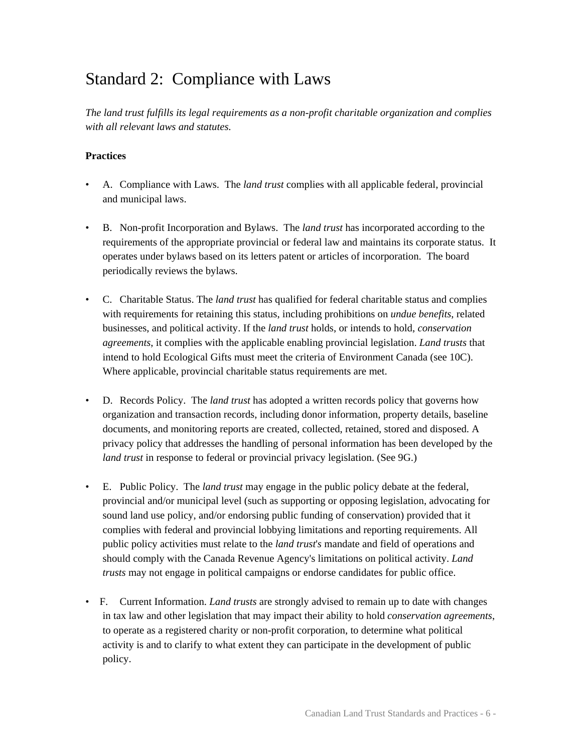# Standard 2: Compliance with Laws

*The land trust fulfills its legal requirements as a non-profit charitable organization and complies with all relevant laws and statutes.*

**Practices**

- A. Compliance with Laws. The *land trust* complies with all applicable federal, provincial and municipal laws.

- B. Non-profit Incorporation and Bylaws. The *land trust* has incorporated according to the requirements of the appropriate provincial or federal law and maintains its corporate status. It operates under bylaws based on its letters patent or articles of incorporation. The board periodically reviews the bylaws.

- C. Charitable Status. The *land trust* has qualified for federal charitable status and complies with requirements for retaining this status, including prohibitions on *undue benefits*, related businesses, and political activity. If the *land trust* holds, or intends to hold, *conservation agreements*, it complies with the applicable enabling provincial legislation. *Land trusts* that intend to hold Ecological Gifts must meet the criteria of Environment Canada (see 10C). Where applicable, provincial charitable status requirements are met.

- D. Records Policy. The *land trust* has adopted a written records policy that governs how organization and transaction records, including donor information, property details, baseline documents, and monitoring reports are created, collected, retained, stored and disposed. A privacy policy that addresses the handling of personal information has been developed by the *land trust* in response to federal or provincial privacy legislation. (See 9G.)

- E. Public Policy. The *land trust* may engage in the public policy debate at the federal, provincial and/or municipal level (such as supporting or opposing legislation, advocating for sound land use policy, and/or endorsing public funding of conservation) provided that it complies with federal and provincial lobbying limitations and reporting requirements. All public policy activities must relate to the *land trust's* mandate and field of operations and should comply with the Canada Revenue Agency's limitations on political activity. *Land trusts* may not engage in political campaigns or endorse candidates for public office.

- F. Current Information. *Land trusts* are strongly advised to remain up to date with changes in tax law and other legislation that may impact their ability to hold *conservation agreements*, to operate as a registered charity or non-profit corporation, to determine what political activity is and to clarify to what extent they can participate in the development of public policy.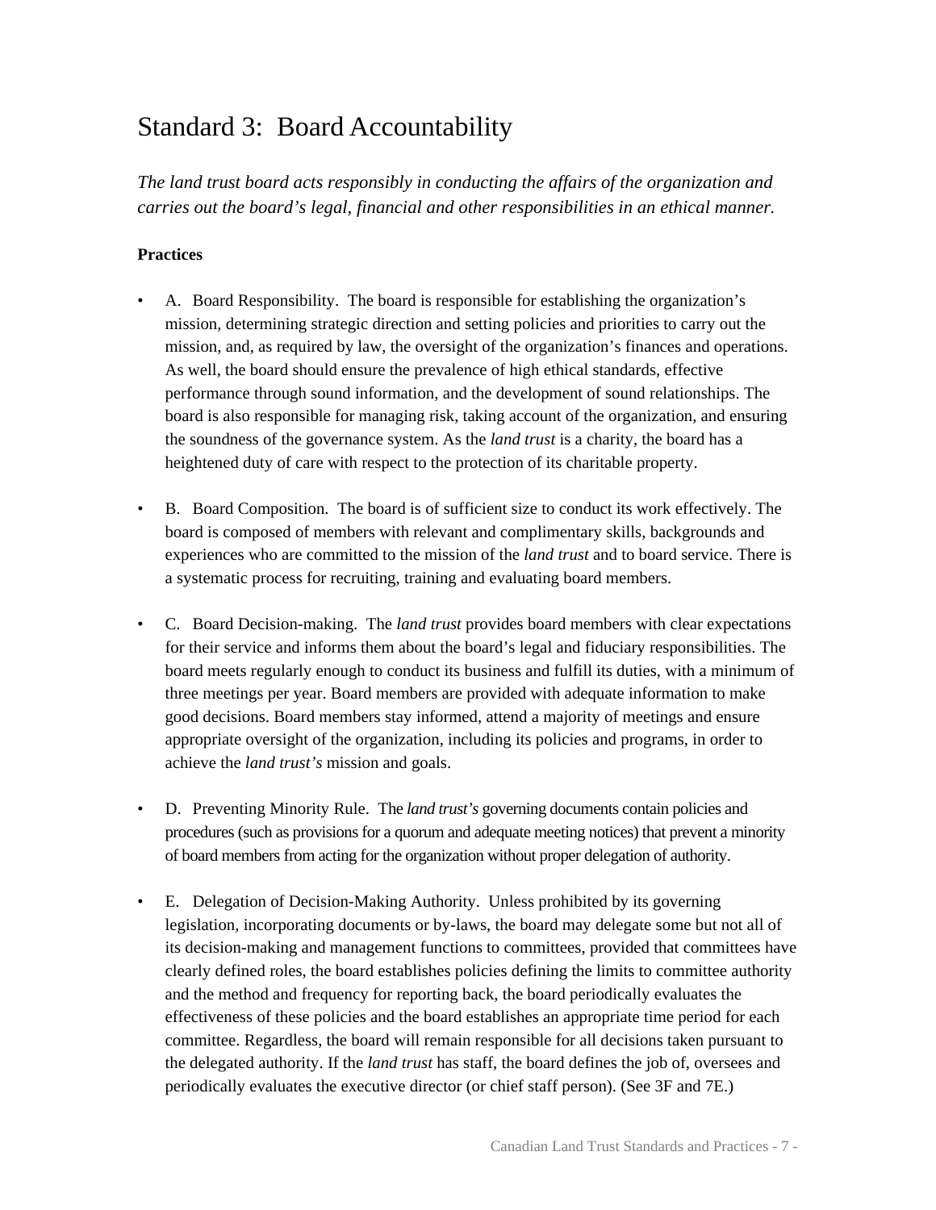# Standard 3: Board Accountability

*The land trust board acts responsibly in conducting the affairs of the organization and carries out the board's legal, financial and other responsibilities in an ethical manner.*

**Practices**

- A. Board Responsibility. The board is responsible for establishing the organization's mission, determining strategic direction and setting policies and priorities to carry out the mission, and, as required by law, the oversight of the organization's finances and operations. As well, the board should ensure the prevalence of high ethical standards, effective performance through sound information, and the development of sound relationships. The board is also responsible for managing risk, taking account of the organization, and ensuring the soundness of the governance system. As the *land trust* is a charity, the board has a heightened duty of care with respect to the protection of its charitable property.

- B. Board Composition. The board is of sufficient size to conduct its work effectively. The board is composed of members with relevant and complimentary skills, backgrounds and experiences who are committed to the mission of the *land trust* and to board service. There is a systematic process for recruiting, training and evaluating board members.

- C. Board Decision-making. The *land trust* provides board members with clear expectations for their service and informs them about the board's legal and fiduciary responsibilities. The board meets regularly enough to conduct its business and fulfill its duties, with a minimum of three meetings per year. Board members are provided with adequate information to make good decisions. Board members stay informed, attend a majority of meetings and ensure appropriate oversight of the organization, including its policies and programs, in order to achieve the *land trust's* mission and goals.

- D. Preventing Minority Rule. The *land trust's* governing documents contain policies and procedures (such as provisions for a quorum and adequate meeting notices) that prevent a minority of board members from acting for the organization without proper delegation of authority.

- E. Delegation of Decision-Making Authority. Unless prohibited by its governing legislation, incorporating documents or by-laws, the board may delegate some but not all of its decision-making and management functions to committees, provided that committees have clearly defined roles, the board establishes policies defining the limits to committee authority and the method and frequency for reporting back, the board periodically evaluates the effectiveness of these policies and the board establishes an appropriate time period for each committee. Regardless, the board will remain responsible for all decisions taken pursuant to the delegated authority. If the *land trust* has staff, the board defines the job of, oversees and periodically evaluates the executive director (or chief staff person). (See 3F and 7E.)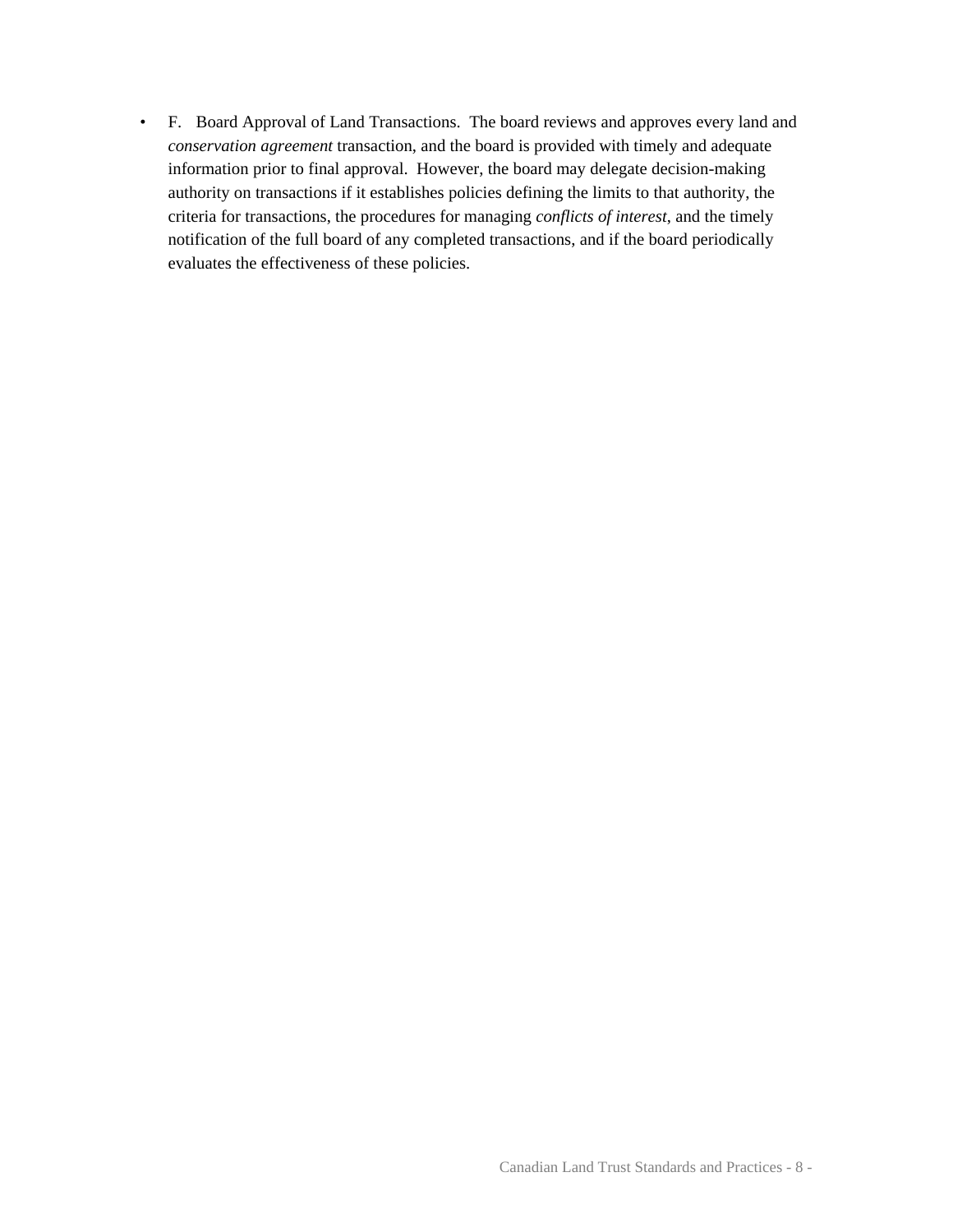- F. Board Approval of Land Transactions. The board reviews and approves every land and *conservation agreement* transaction, and the board is provided with timely and adequate information prior to final approval. However, the board may delegate decision-making authority on transactions if it establishes policies defining the limits to that authority, the criteria for transactions, the procedures for managing *conflicts of interest*, and the timely notification of the full board of any completed transactions, and if the board periodically evaluates the effectiveness of these policies.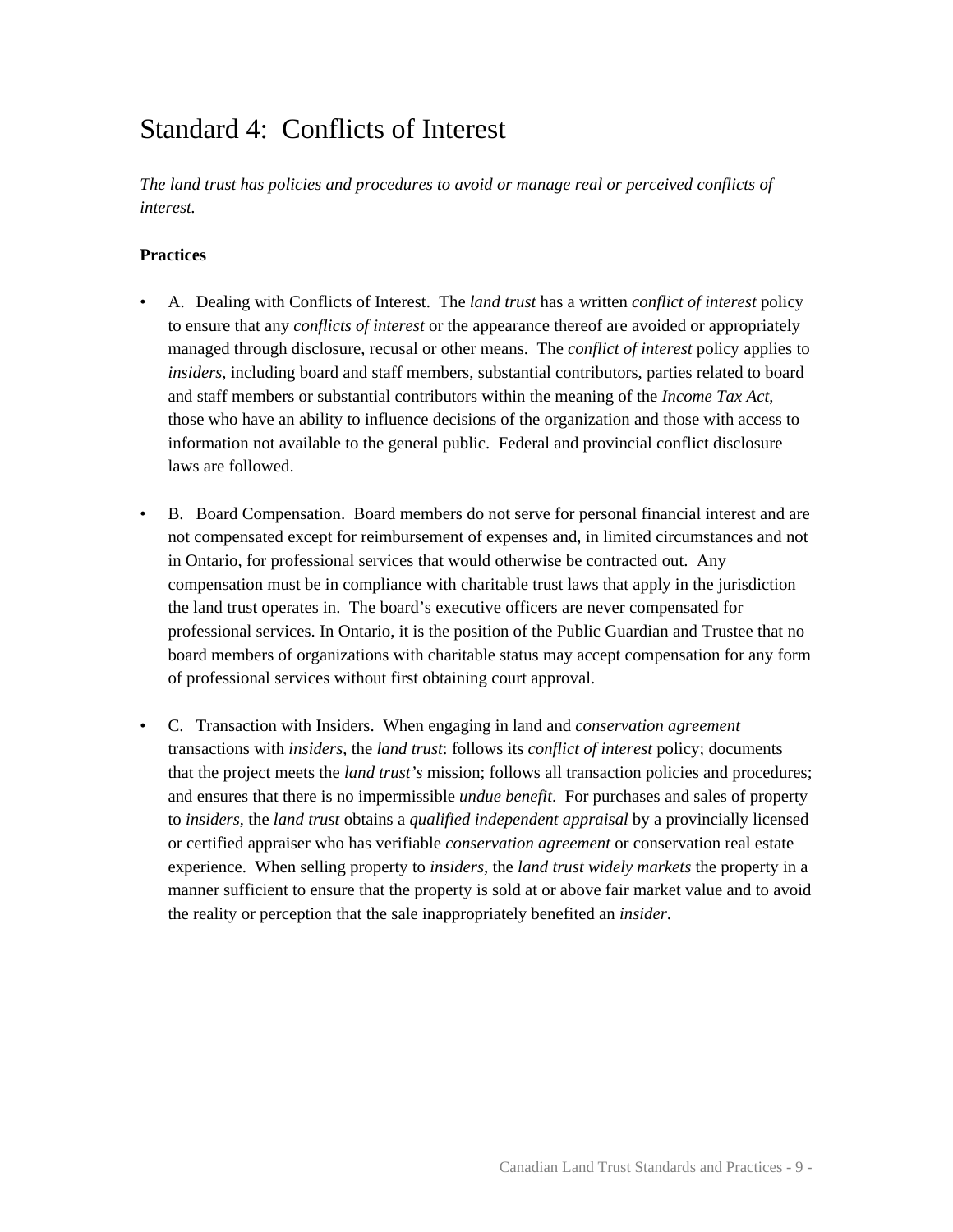# Standard 4: Conflicts of Interest

*The land trust has policies and procedures to avoid or manage real or perceived conflicts of interest.*

**Practices**

- A. Dealing with Conflicts of Interest. The *land trust* has a written *conflict of interest* policy to ensure that any *conflicts of interest* or the appearance thereof are avoided or appropriately managed through disclosure, recusal or other means. The *conflict of interest* policy applies to *insiders*, including board and staff members, substantial contributors, parties related to board and staff members or substantial contributors within the meaning of the *Income Tax Act*, those who have an ability to influence decisions of the organization and those with access to information not available to the general public. Federal and provincial conflict disclosure laws are followed.

- B. Board Compensation. Board members do not serve for personal financial interest and are not compensated except for reimbursement of expenses and, in limited circumstances and not in Ontario, for professional services that would otherwise be contracted out. Any compensation must be in compliance with charitable trust laws that apply in the jurisdiction the land trust operates in. The board's executive officers are never compensated for professional services. In Ontario, it is the position of the Public Guardian and Trustee that no board members of organizations with charitable status may accept compensation for any form of professional services without first obtaining court approval.

- C. Transaction with Insiders. When engaging in land and *conservation agreement* transactions with *insiders*, the *land trust*: follows its *conflict of interest* policy; documents that the project meets the *land trust's* mission; follows all transaction policies and procedures; and ensures that there is no impermissible *undue benefit*. For purchases and sales of property to *insiders*, the *land trust* obtains a *qualified independent appraisal* by a provincially licensed or certified appraiser who has verifiable *conservation agreement* or conservation real estate experience. When selling property to *insiders*, the *land trust widely markets* the property in a manner sufficient to ensure that the property is sold at or above fair market value and to avoid the reality or perception that the sale inappropriately benefited an *insider*.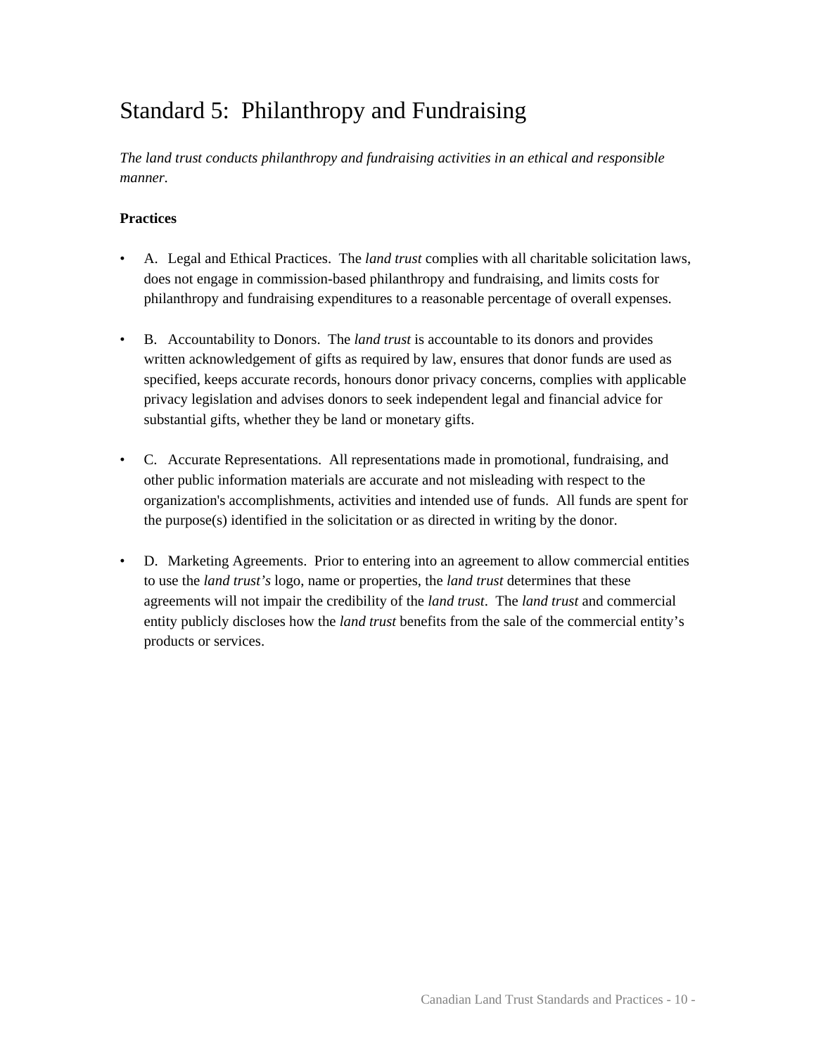# Standard 5: Philanthropy and Fundraising

*The land trust conducts philanthropy and fundraising activities in an ethical and responsible manner.*

**Practices**

- A. Legal and Ethical Practices. The *land trust* complies with all charitable solicitation laws, does not engage in commission-based philanthropy and fundraising, and limits costs for philanthropy and fundraising expenditures to a reasonable percentage of overall expenses.

- B. Accountability to Donors. The *land trust* is accountable to its donors and provides written acknowledgement of gifts as required by law, ensures that donor funds are used as specified, keeps accurate records, honours donor privacy concerns, complies with applicable privacy legislation and advises donors to seek independent legal and financial advice for substantial gifts, whether they be land or monetary gifts.

- C. Accurate Representations. All representations made in promotional, fundraising, and other public information materials are accurate and not misleading with respect to the organization's accomplishments, activities and intended use of funds. All funds are spent for the purpose(s) identified in the solicitation or as directed in writing by the donor.

- D. Marketing Agreements. Prior to entering into an agreement to allow commercial entities to use the *land trust's* logo, name or properties, the *land trust* determines that these agreements will not impair the credibility of the *land trust*. The *land trust* and commercial entity publicly discloses how the *land trust* benefits from the sale of the commercial entity's products or services.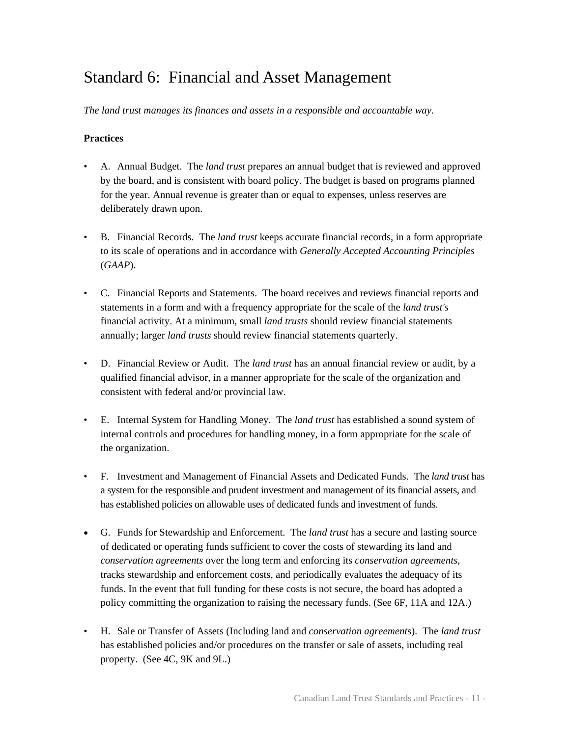# Standard 6: Financial and Asset Management

*The land trust manages its finances and assets in a responsible and accountable way.*

**Practices**

- A. Annual Budget. The *land trust* prepares an annual budget that is reviewed and approved by the board, and is consistent with board policy. The budget is based on programs planned for the year. Annual revenue is greater than or equal to expenses, unless reserves are deliberately drawn upon.

- B. Financial Records. The *land trust* keeps accurate financial records, in a form appropriate to its scale of operations and in accordance with *Generally Accepted Accounting Principles* (*GAAP*).

- C. Financial Reports and Statements. The board receives and reviews financial reports and statements in a form and with a frequency appropriate for the scale of the *land trust's* financial activity. At a minimum, small *land trusts* should review financial statements annually; larger *land trusts* should review financial statements quarterly.

- D. Financial Review or Audit. The *land trust* has an annual financial review or audit, by a qualified financial advisor, in a manner appropriate for the scale of the organization and consistent with federal and/or provincial law.

- E. Internal System for Handling Money. The *land trust* has established a sound system of internal controls and procedures for handling money, in a form appropriate for the scale of the organization.

- F. Investment and Management of Financial Assets and Dedicated Funds. The *land trust* has a system for the responsible and prudent investment and management of its financial assets, and has established policies on allowable uses of dedicated funds and investment of funds.

- G. Funds for Stewardship and Enforcement. The *land trust* has a secure and lasting source of dedicated or operating funds sufficient to cover the costs of stewarding its land and *conservation agreements* over the long term and enforcing its *conservation agreements*, tracks stewardship and enforcement costs, and periodically evaluates the adequacy of its funds. In the event that full funding for these costs is not secure, the board has adopted a policy committing the organization to raising the necessary funds. (See 6F, 11A and 12A.)

- H. Sale or Transfer of Assets (Including land and *conservation agreements*). The *land trust* has established policies and/or procedures on the transfer or sale of assets, including real property. (See 4C, 9K and 9L.)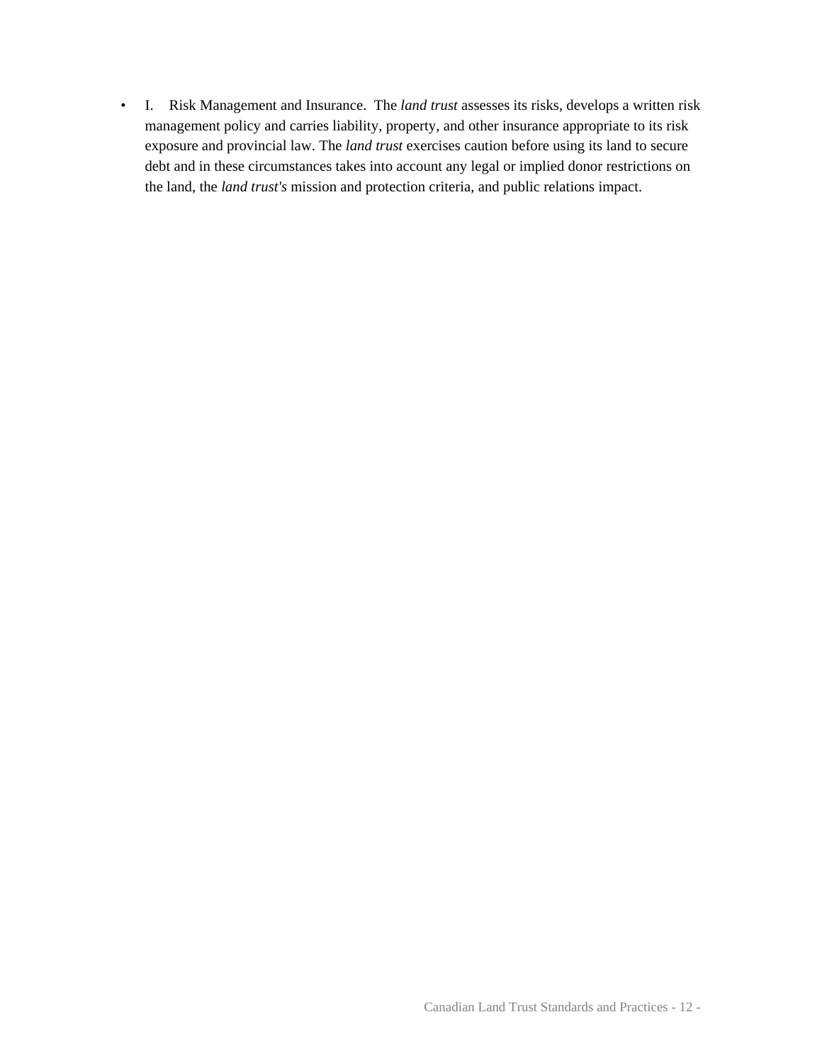- I. Risk Management and Insurance. The *land trust* assesses its risks, develops a written risk management policy and carries liability, property, and other insurance appropriate to its risk exposure and provincial law. The *land trust* exercises caution before using its land to secure debt and in these circumstances takes into account any legal or implied donor restrictions on the land, the *land trust's* mission and protection criteria, and public relations impact.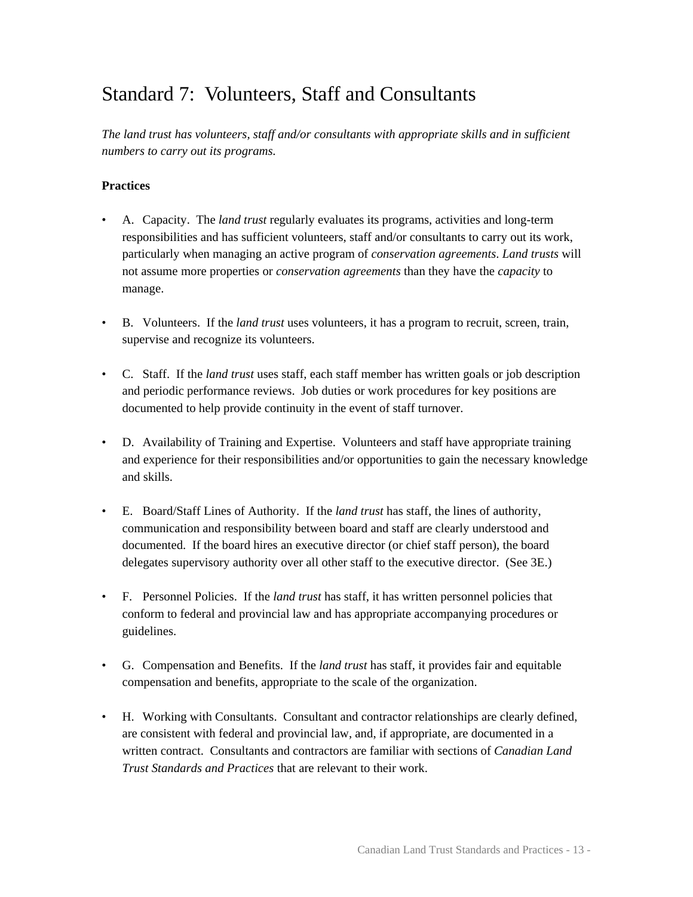# Standard 7: Volunteers, Staff and Consultants

*The land trust has volunteers, staff and/or consultants with appropriate skills and in sufficient numbers to carry out its programs.*

**Practices**

- A. Capacity. The *land trust* regularly evaluates its programs, activities and long-term responsibilities and has sufficient volunteers, staff and/or consultants to carry out its work, particularly when managing an active program of *conservation agreements*. *Land trusts* will not assume more properties or *conservation agreements* than they have the *capacity* to manage.

- B. Volunteers. If the *land trust* uses volunteers, it has a program to recruit, screen, train, supervise and recognize its volunteers.

- C. Staff. If the *land trust* uses staff, each staff member has written goals or job description and periodic performance reviews. Job duties or work procedures for key positions are documented to help provide continuity in the event of staff turnover.

- D. Availability of Training and Expertise. Volunteers and staff have appropriate training and experience for their responsibilities and/or opportunities to gain the necessary knowledge and skills.

- E. Board/Staff Lines of Authority. If the *land trust* has staff, the lines of authority, communication and responsibility between board and staff are clearly understood and documented. If the board hires an executive director (or chief staff person), the board delegates supervisory authority over all other staff to the executive director. (See 3E.)

- F. Personnel Policies. If the *land trust* has staff, it has written personnel policies that conform to federal and provincial law and has appropriate accompanying procedures or guidelines.

- G. Compensation and Benefits. If the *land trust* has staff, it provides fair and equitable compensation and benefits, appropriate to the scale of the organization.

- H. Working with Consultants. Consultant and contractor relationships are clearly defined, are consistent with federal and provincial law, and, if appropriate, are documented in a written contract. Consultants and contractors are familiar with sections of *Canadian Land Trust Standards and Practices* that are relevant to their work.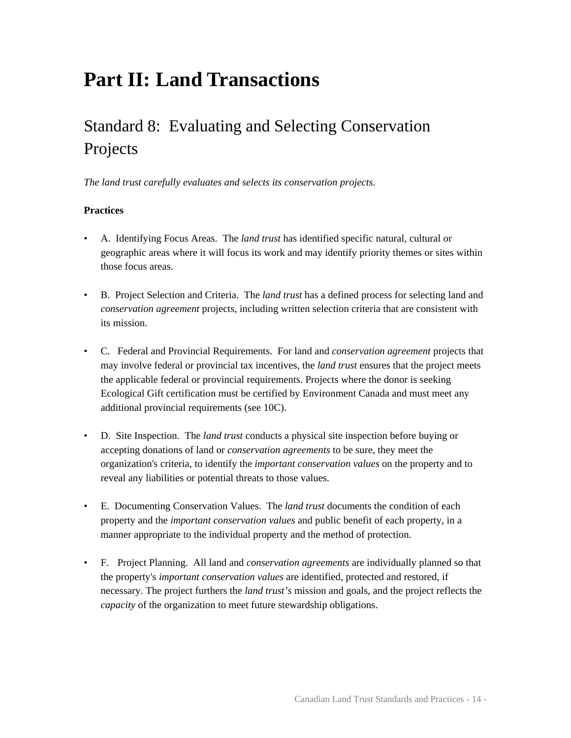# Part II: Land Transactions

## Standard 8: Evaluating and Selecting Conservation Projects

*The land trust carefully evaluates and selects its conservation projects.*

**Practices**

- A. Identifying Focus Areas. The *land trust* has identified specific natural, cultural or geographic areas where it will focus its work and may identify priority themes or sites within those focus areas.

- B. Project Selection and Criteria. The *land trust* has a defined process for selecting land and *conservation agreement* projects, including written selection criteria that are consistent with its mission.

- C. Federal and Provincial Requirements. For land and *conservation agreement* projects that may involve federal or provincial tax incentives, the *land trust* ensures that the project meets the applicable federal or provincial requirements. Projects where the donor is seeking Ecological Gift certification must be certified by Environment Canada and must meet any additional provincial requirements (see 10C).

- D. Site Inspection. The *land trust* conducts a physical site inspection before buying or accepting donations of land or *conservation agreements* to be sure, they meet the organization's criteria, to identify the *important conservation values* on the property and to reveal any liabilities or potential threats to those values.

- E. Documenting Conservation Values. The *land trust* documents the condition of each property and the *important conservation values* and public benefit of each property, in a manner appropriate to the individual property and the method of protection.

- F. Project Planning. All land and *conservation agreements* are individually planned so that the property's *important conservation values* are identified, protected and restored, if necessary. The project furthers the *land trust's* mission and goals, and the project reflects the *capacity* of the organization to meet future stewardship obligations.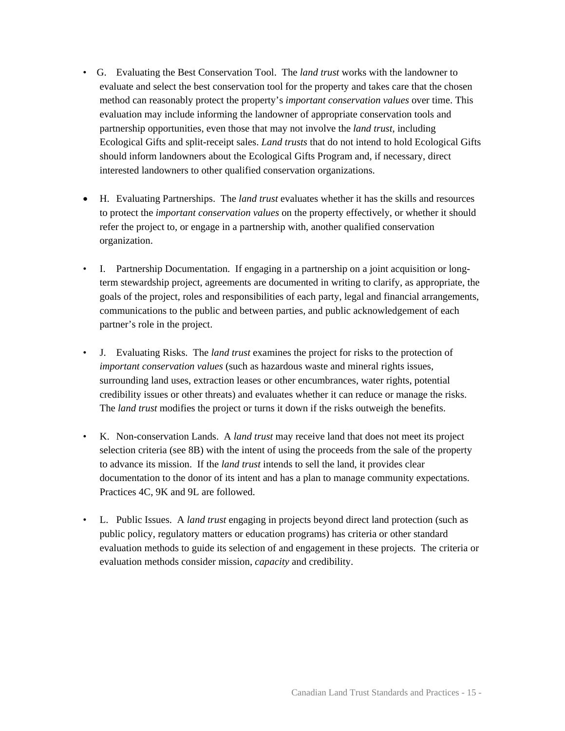- G. Evaluating the Best Conservation Tool. The *land trust* works with the landowner to evaluate and select the best conservation tool for the property and takes care that the chosen method can reasonably protect the property's *important conservation values* over time. This evaluation may include informing the landowner of appropriate conservation tools and partnership opportunities, even those that may not involve the *land trust*, including Ecological Gifts and split-receipt sales. *Land trusts* that do not intend to hold Ecological Gifts should inform landowners about the Ecological Gifts Program and, if necessary, direct interested landowners to other qualified conservation organizations.

- H. Evaluating Partnerships. The *land trust* evaluates whether it has the skills and resources to protect the *important conservation values* on the property effectively, or whether it should refer the project to, or engage in a partnership with, another qualified conservation organization.

- I. Partnership Documentation. If engaging in a partnership on a joint acquisition or long-term stewardship project, agreements are documented in writing to clarify, as appropriate, the goals of the project, roles and responsibilities of each party, legal and financial arrangements, communications to the public and between parties, and public acknowledgement of each partner's role in the project.

- J. Evaluating Risks. The *land trust* examines the project for risks to the protection of *important conservation values* (such as hazardous waste and mineral rights issues, surrounding land uses, extraction leases or other encumbrances, water rights, potential credibility issues or other threats) and evaluates whether it can reduce or manage the risks. The *land trust* modifies the project or turns it down if the risks outweigh the benefits.

- K. Non-conservation Lands. A *land trust* may receive land that does not meet its project selection criteria (see 8B) with the intent of using the proceeds from the sale of the property to advance its mission. If the *land trust* intends to sell the land, it provides clear documentation to the donor of its intent and has a plan to manage community expectations. Practices 4C, 9K and 9L are followed.

- L. Public Issues. A *land trust* engaging in projects beyond direct land protection (such as public policy, regulatory matters or education programs) has criteria or other standard evaluation methods to guide its selection of and engagement in these projects. The criteria or evaluation methods consider mission, *capacity* and credibility.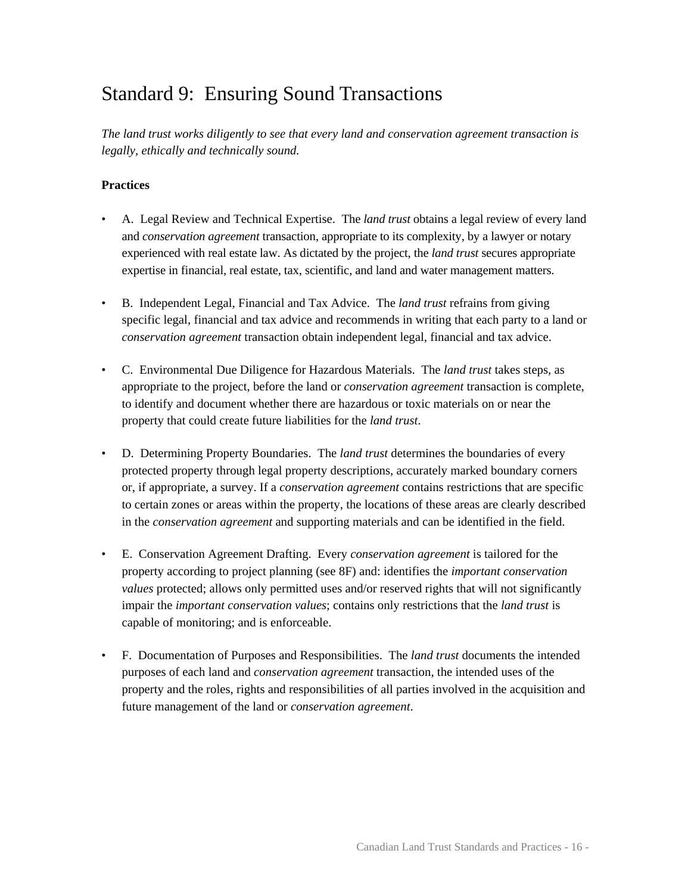# Standard 9: Ensuring Sound Transactions

*The land trust works diligently to see that every land and conservation agreement transaction is legally, ethically and technically sound.*

**Practices**

- A. Legal Review and Technical Expertise. The *land trust* obtains a legal review of every land and *conservation agreement* transaction, appropriate to its complexity, by a lawyer or notary experienced with real estate law. As dictated by the project, the *land trust* secures appropriate expertise in financial, real estate, tax, scientific, and land and water management matters.

- B. Independent Legal, Financial and Tax Advice. The *land trust* refrains from giving specific legal, financial and tax advice and recommends in writing that each party to a land or *conservation agreement* transaction obtain independent legal, financial and tax advice.

- C. Environmental Due Diligence for Hazardous Materials. The *land trust* takes steps, as appropriate to the project, before the land or *conservation agreement* transaction is complete, to identify and document whether there are hazardous or toxic materials on or near the property that could create future liabilities for the *land trust*.

- D. Determining Property Boundaries. The *land trust* determines the boundaries of every protected property through legal property descriptions, accurately marked boundary corners or, if appropriate, a survey. If a *conservation agreement* contains restrictions that are specific to certain zones or areas within the property, the locations of these areas are clearly described in the *conservation agreement* and supporting materials and can be identified in the field.

- E. Conservation Agreement Drafting. Every *conservation agreement* is tailored for the property according to project planning (see 8F) and: identifies the *important conservation values* protected; allows only permitted uses and/or reserved rights that will not significantly impair the *important conservation values*; contains only restrictions that the *land trust* is capable of monitoring; and is enforceable.

- F. Documentation of Purposes and Responsibilities. The *land trust* documents the intended purposes of each land and *conservation agreement* transaction, the intended uses of the property and the roles, rights and responsibilities of all parties involved in the acquisition and future management of the land or *conservation agreement*.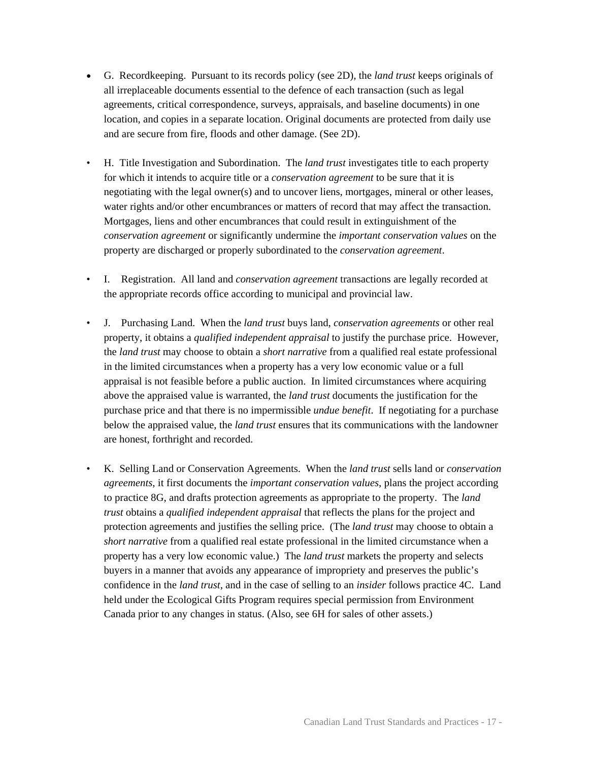- G. Recordkeeping. Pursuant to its records policy (see 2D), the *land trust* keeps originals of all irreplaceable documents essential to the defence of each transaction (such as legal agreements, critical correspondence, surveys, appraisals, and baseline documents) in one location, and copies in a separate location. Original documents are protected from daily use and are secure from fire, floods and other damage. (See 2D).

- H. Title Investigation and Subordination. The *land trust* investigates title to each property for which it intends to acquire title or a *conservation agreement* to be sure that it is negotiating with the legal owner(s) and to uncover liens, mortgages, mineral or other leases, water rights and/or other encumbrances or matters of record that may affect the transaction. Mortgages, liens and other encumbrances that could result in extinguishment of the *conservation agreement* or significantly undermine the *important conservation values* on the property are discharged or properly subordinated to the *conservation agreement*.

- I. Registration. All land and *conservation agreement* transactions are legally recorded at the appropriate records office according to municipal and provincial law.

- J. Purchasing Land. When the *land trust* buys land, *conservation agreements* or other real property, it obtains a *qualified independent appraisal* to justify the purchase price. However, the *land trust* may choose to obtain a *short narrative* from a qualified real estate professional in the limited circumstances when a property has a very low economic value or a full appraisal is not feasible before a public auction. In limited circumstances where acquiring above the appraised value is warranted, the *land trust* documents the justification for the purchase price and that there is no impermissible *undue benefit*. If negotiating for a purchase below the appraised value, the *land trust* ensures that its communications with the landowner are honest, forthright and recorded.

- K. Selling Land or Conservation Agreements. When the *land trust* sells land or *conservation agreements*, it first documents the *important conservation values*, plans the project according to practice 8G, and drafts protection agreements as appropriate to the property. The *land trust* obtains a *qualified independent appraisal* that reflects the plans for the project and protection agreements and justifies the selling price. (The *land trust* may choose to obtain a *short narrative* from a qualified real estate professional in the limited circumstance when a property has a very low economic value.) The *land trust* markets the property and selects buyers in a manner that avoids any appearance of impropriety and preserves the public's confidence in the *land trust*, and in the case of selling to an *insider* follows practice 4C. Land held under the Ecological Gifts Program requires special permission from Environment Canada prior to any changes in status. (Also, see 6H for sales of other assets.)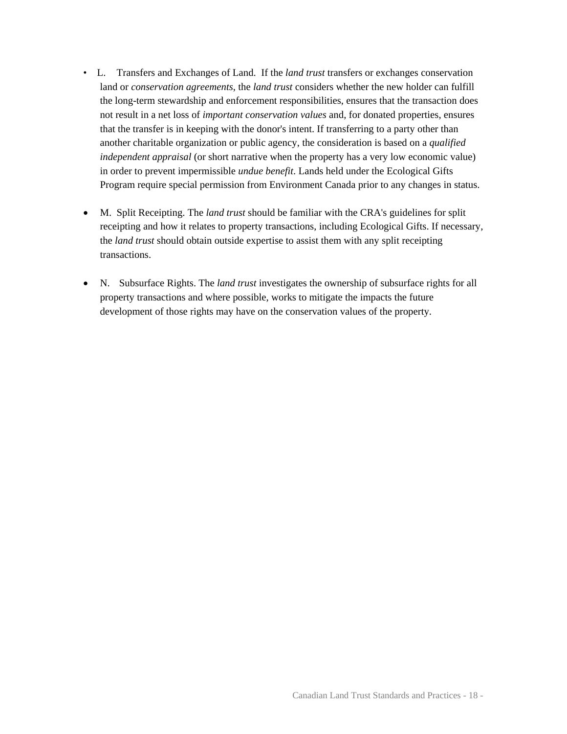- L. Transfers and Exchanges of Land. If the *land trust* transfers or exchanges conservation land or *conservation agreements*, the *land trust* considers whether the new holder can fulfill the long-term stewardship and enforcement responsibilities, ensures that the transaction does not result in a net loss of *important conservation values* and, for donated properties, ensures that the transfer is in keeping with the donor's intent. If transferring to a party other than another charitable organization or public agency, the consideration is based on a *qualified independent appraisal* (or short narrative when the property has a very low economic value) in order to prevent impermissible *undue benefit*. Lands held under the Ecological Gifts Program require special permission from Environment Canada prior to any changes in status.

- M. Split Receipting. The *land trust* should be familiar with the CRA's guidelines for split receipting and how it relates to property transactions, including Ecological Gifts. If necessary, the *land trust* should obtain outside expertise to assist them with any split receipting transactions.

- N. Subsurface Rights. The *land trust* investigates the ownership of subsurface rights for all property transactions and where possible, works to mitigate the impacts the future development of those rights may have on the conservation values of the property.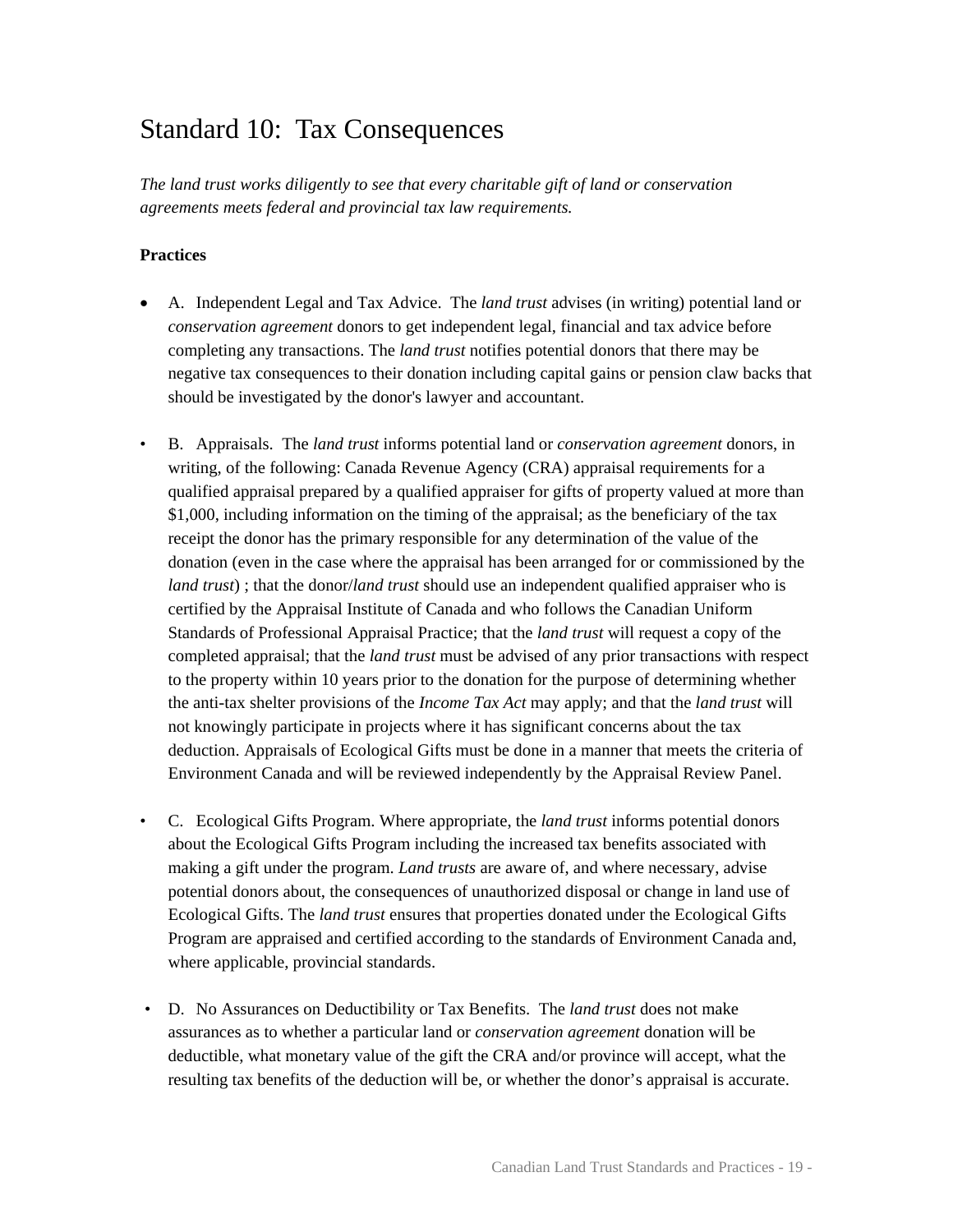# Standard 10: Tax Consequences

*The land trust works diligently to see that every charitable gift of land or conservation agreements meets federal and provincial tax law requirements.*

**Practices**

- A. Independent Legal and Tax Advice. The *land trust* advises (in writing) potential land or *conservation agreement* donors to get independent legal, financial and tax advice before completing any transactions. The *land trust* notifies potential donors that there may be negative tax consequences to their donation including capital gains or pension claw backs that should be investigated by the donor's lawyer and accountant.

- B. Appraisals. The *land trust* informs potential land or *conservation agreement* donors, in writing, of the following: Canada Revenue Agency (CRA) appraisal requirements for a qualified appraisal prepared by a qualified appraiser for gifts of property valued at more than $1,000, including information on the timing of the appraisal; as the beneficiary of the tax receipt the donor has the primary responsible for any determination of the value of the donation (even in the case where the appraisal has been arranged for or commissioned by the *land trust*) ; that the donor/*land trust* should use an independent qualified appraiser who is certified by the Appraisal Institute of Canada and who follows the Canadian Uniform Standards of Professional Appraisal Practice; that the *land trust* will request a copy of the completed appraisal; that the *land trust* must be advised of any prior transactions with respect to the property within 10 years prior to the donation for the purpose of determining whether the anti-tax shelter provisions of the *Income Tax Act* may apply; and that the *land trust* will not knowingly participate in projects where it has significant concerns about the tax deduction. Appraisals of Ecological Gifts must be done in a manner that meets the criteria of Environment Canada and will be reviewed independently by the Appraisal Review Panel.

- C. Ecological Gifts Program. Where appropriate, the *land trust* informs potential donors about the Ecological Gifts Program including the increased tax benefits associated with making a gift under the program. *Land trusts* are aware of, and where necessary, advise potential donors about, the consequences of unauthorized disposal or change in land use of Ecological Gifts. The *land trust* ensures that properties donated under the Ecological Gifts Program are appraised and certified according to the standards of Environment Canada and, where applicable, provincial standards.

- D. No Assurances on Deductibility or Tax Benefits. The *land trust* does not make assurances as to whether a particular land or *conservation agreement* donation will be deductible, what monetary value of the gift the CRA and/or province will accept, what the resulting tax benefits of the deduction will be, or whether the donor's appraisal is accurate.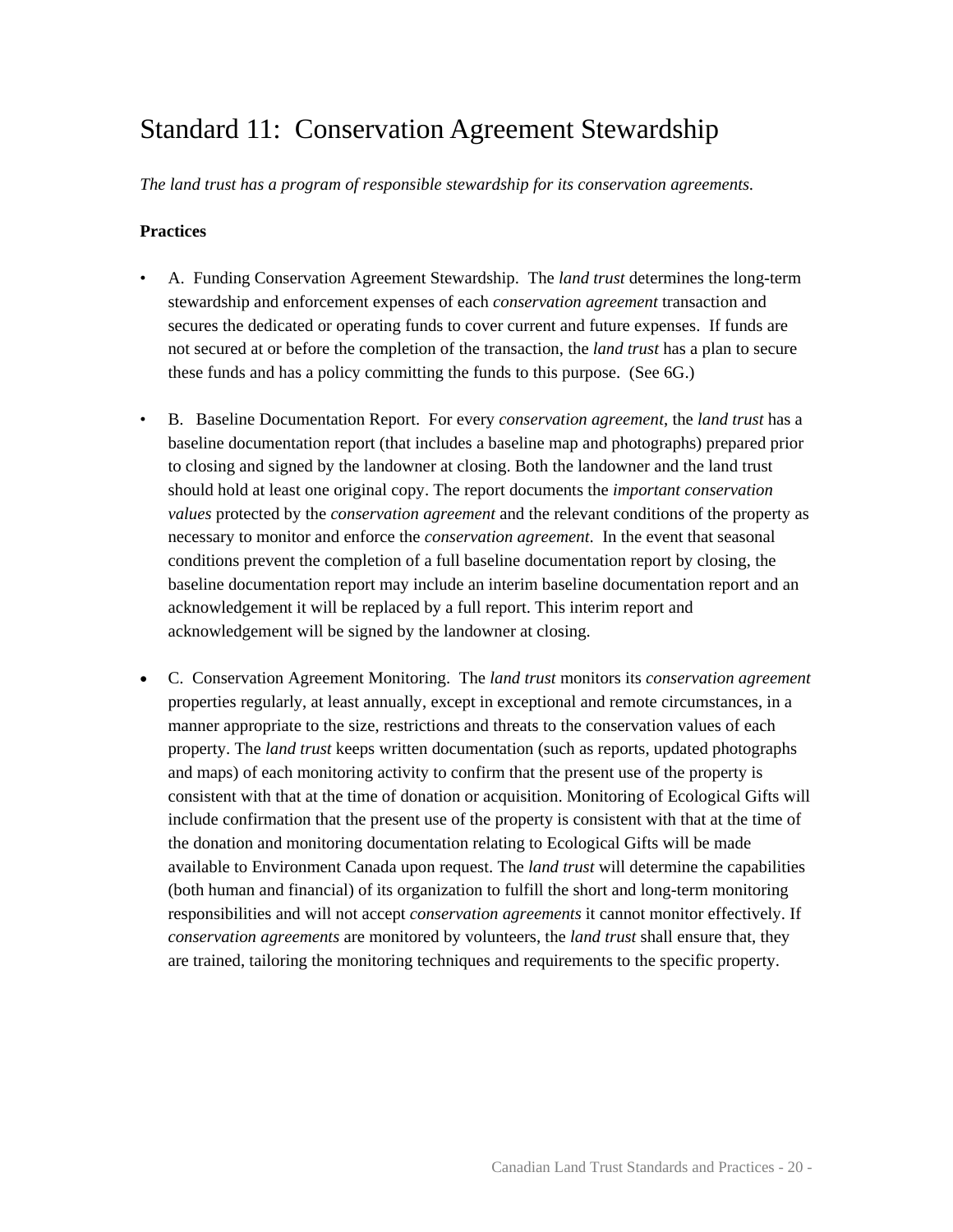# Standard 11: Conservation Agreement Stewardship

*The land trust has a program of responsible stewardship for its conservation agreements.*

**Practices**

- A. Funding Conservation Agreement Stewardship. The *land trust* determines the long-term stewardship and enforcement expenses of each *conservation agreement* transaction and secures the dedicated or operating funds to cover current and future expenses. If funds are not secured at or before the completion of the transaction, the *land trust* has a plan to secure these funds and has a policy committing the funds to this purpose. (See 6G.)

- B. Baseline Documentation Report. For every *conservation agreement*, the *land trust* has a baseline documentation report (that includes a baseline map and photographs) prepared prior to closing and signed by the landowner at closing. Both the landowner and the land trust should hold at least one original copy. The report documents the *important conservation values* protected by the *conservation agreement* and the relevant conditions of the property as necessary to monitor and enforce the *conservation agreement*. In the event that seasonal conditions prevent the completion of a full baseline documentation report by closing, the baseline documentation report may include an interim baseline documentation report and an acknowledgement it will be replaced by a full report. This interim report and acknowledgement will be signed by the landowner at closing.

- C. Conservation Agreement Monitoring. The *land trust* monitors its *conservation agreement* properties regularly, at least annually, except in exceptional and remote circumstances, in a manner appropriate to the size, restrictions and threats to the conservation values of each property. The *land trust* keeps written documentation (such as reports, updated photographs and maps) of each monitoring activity to confirm that the present use of the property is consistent with that at the time of donation or acquisition. Monitoring of Ecological Gifts will include confirmation that the present use of the property is consistent with that at the time of the donation and monitoring documentation relating to Ecological Gifts will be made available to Environment Canada upon request. The *land trust* will determine the capabilities (both human and financial) of its organization to fulfill the short and long-term monitoring responsibilities and will not accept *conservation agreements* it cannot monitor effectively. If *conservation agreements* are monitored by volunteers, the *land trust* shall ensure that, they are trained, tailoring the monitoring techniques and requirements to the specific property.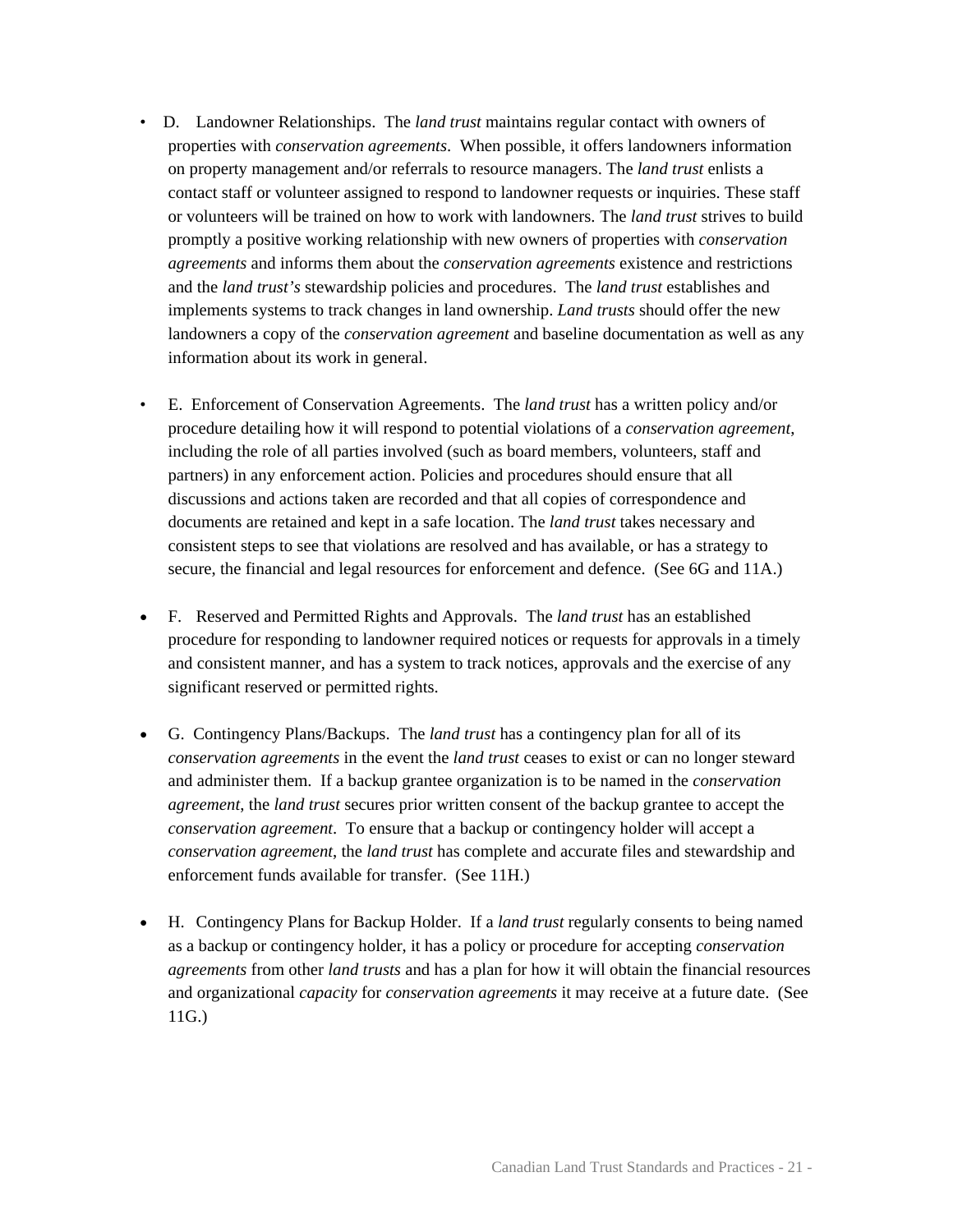- D. Landowner Relationships. The *land trust* maintains regular contact with owners of properties with *conservation agreements*. When possible, it offers landowners information on property management and/or referrals to resource managers. The *land trust* enlists a contact staff or volunteer assigned to respond to landowner requests or inquiries. These staff or volunteers will be trained on how to work with landowners. The *land trust* strives to build promptly a positive working relationship with new owners of properties with *conservation agreements* and informs them about the *conservation agreements* existence and restrictions and the *land trust's* stewardship policies and procedures. The *land trust* establishes and implements systems to track changes in land ownership. *Land trusts* should offer the new landowners a copy of the *conservation agreement* and baseline documentation as well as any information about its work in general.

- E. Enforcement of Conservation Agreements. The *land trust* has a written policy and/or procedure detailing how it will respond to potential violations of a *conservation agreement*, including the role of all parties involved (such as board members, volunteers, staff and partners) in any enforcement action. Policies and procedures should ensure that all discussions and actions taken are recorded and that all copies of correspondence and documents are retained and kept in a safe location. The *land trust* takes necessary and consistent steps to see that violations are resolved and has available, or has a strategy to secure, the financial and legal resources for enforcement and defence. (See 6G and 11A.)

- F. Reserved and Permitted Rights and Approvals. The *land trust* has an established procedure for responding to landowner required notices or requests for approvals in a timely and consistent manner, and has a system to track notices, approvals and the exercise of any significant reserved or permitted rights.

- G. Contingency Plans/Backups. The *land trust* has a contingency plan for all of its *conservation agreements* in the event the *land trust* ceases to exist or can no longer steward and administer them. If a backup grantee organization is to be named in the *conservation agreement*, the *land trust* secures prior written consent of the backup grantee to accept the *conservation agreement*. To ensure that a backup or contingency holder will accept a *conservation agreement*, the *land trust* has complete and accurate files and stewardship and enforcement funds available for transfer. (See 11H.)

- H. Contingency Plans for Backup Holder. If a *land trust* regularly consents to being named as a backup or contingency holder, it has a policy or procedure for accepting *conservation agreements* from other *land trusts* and has a plan for how it will obtain the financial resources and organizational *capacity* for *conservation agreements* it may receive at a future date. (See 11G.)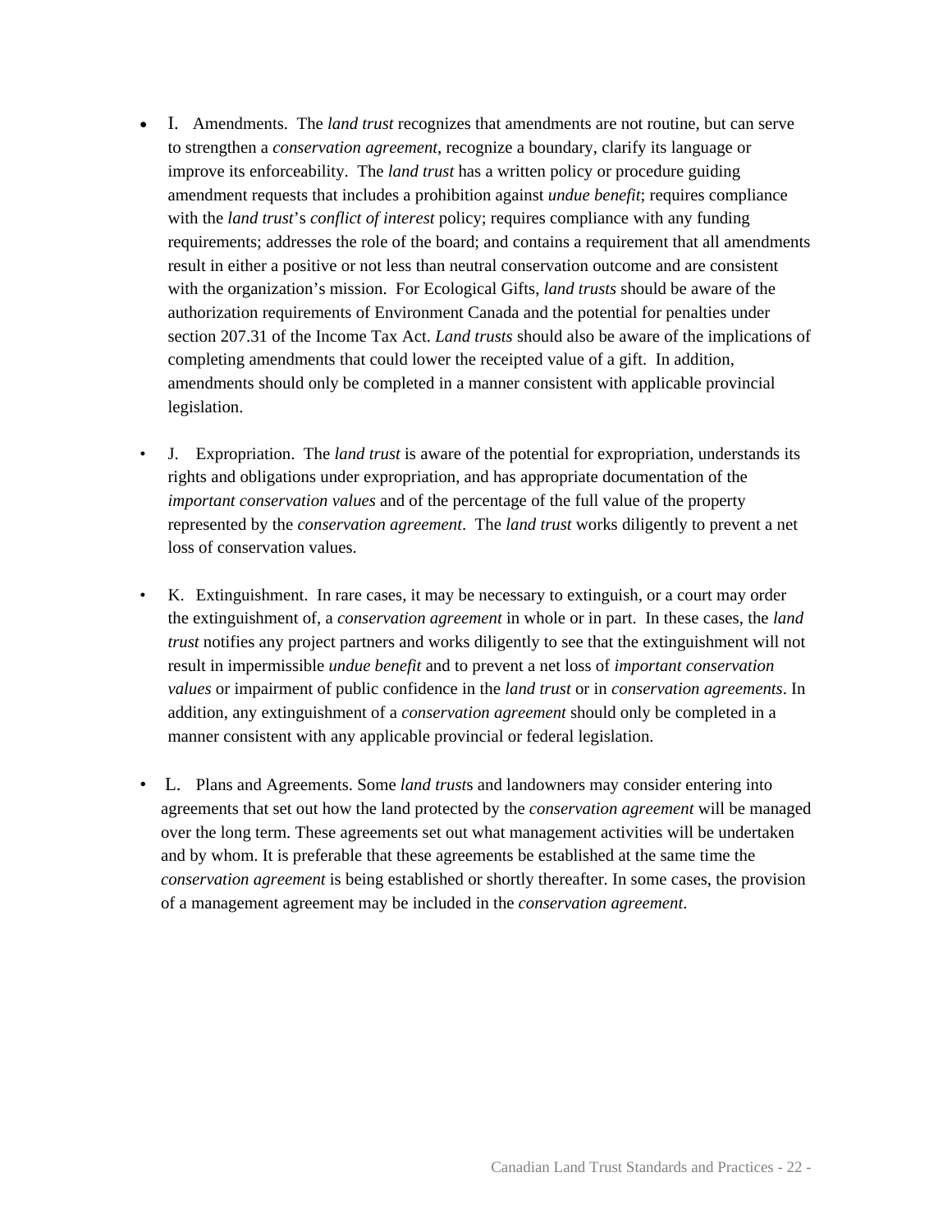- I. Amendments. The *land trust* recognizes that amendments are not routine, but can serve to strengthen a *conservation agreement*, recognize a boundary, clarify its language or improve its enforceability. The *land trust* has a written policy or procedure guiding amendment requests that includes a prohibition against *undue benefit*; requires compliance with the *land trust*'s *conflict of interest* policy; requires compliance with any funding requirements; addresses the role of the board; and contains a requirement that all amendments result in either a positive or not less than neutral conservation outcome and are consistent with the organization's mission. For Ecological Gifts, *land trusts* should be aware of the authorization requirements of Environment Canada and the potential for penalties under section 207.31 of the Income Tax Act. *Land trusts* should also be aware of the implications of completing amendments that could lower the receipted value of a gift. In addition, amendments should only be completed in a manner consistent with applicable provincial legislation.

- J. Expropriation. The *land trust* is aware of the potential for expropriation, understands its rights and obligations under expropriation, and has appropriate documentation of the *important conservation values* and of the percentage of the full value of the property represented by the *conservation agreement*. The *land trust* works diligently to prevent a net loss of conservation values.

- K. Extinguishment. In rare cases, it may be necessary to extinguish, or a court may order the extinguishment of, a *conservation agreement* in whole or in part. In these cases, the *land trust* notifies any project partners and works diligently to see that the extinguishment will not result in impermissible *undue benefit* and to prevent a net loss of *important conservation values* or impairment of public confidence in the *land trust* or in *conservation agreements*. In addition, any extinguishment of a *conservation agreement* should only be completed in a manner consistent with any applicable provincial or federal legislation.

- L. Plans and Agreements. Some *land trust*s and landowners may consider entering into agreements that set out how the land protected by the *conservation agreement* will be managed over the long term. These agreements set out what management activities will be undertaken and by whom. It is preferable that these agreements be established at the same time the *conservation agreement* is being established or shortly thereafter. In some cases, the provision of a management agreement may be included in the *conservation agreement*.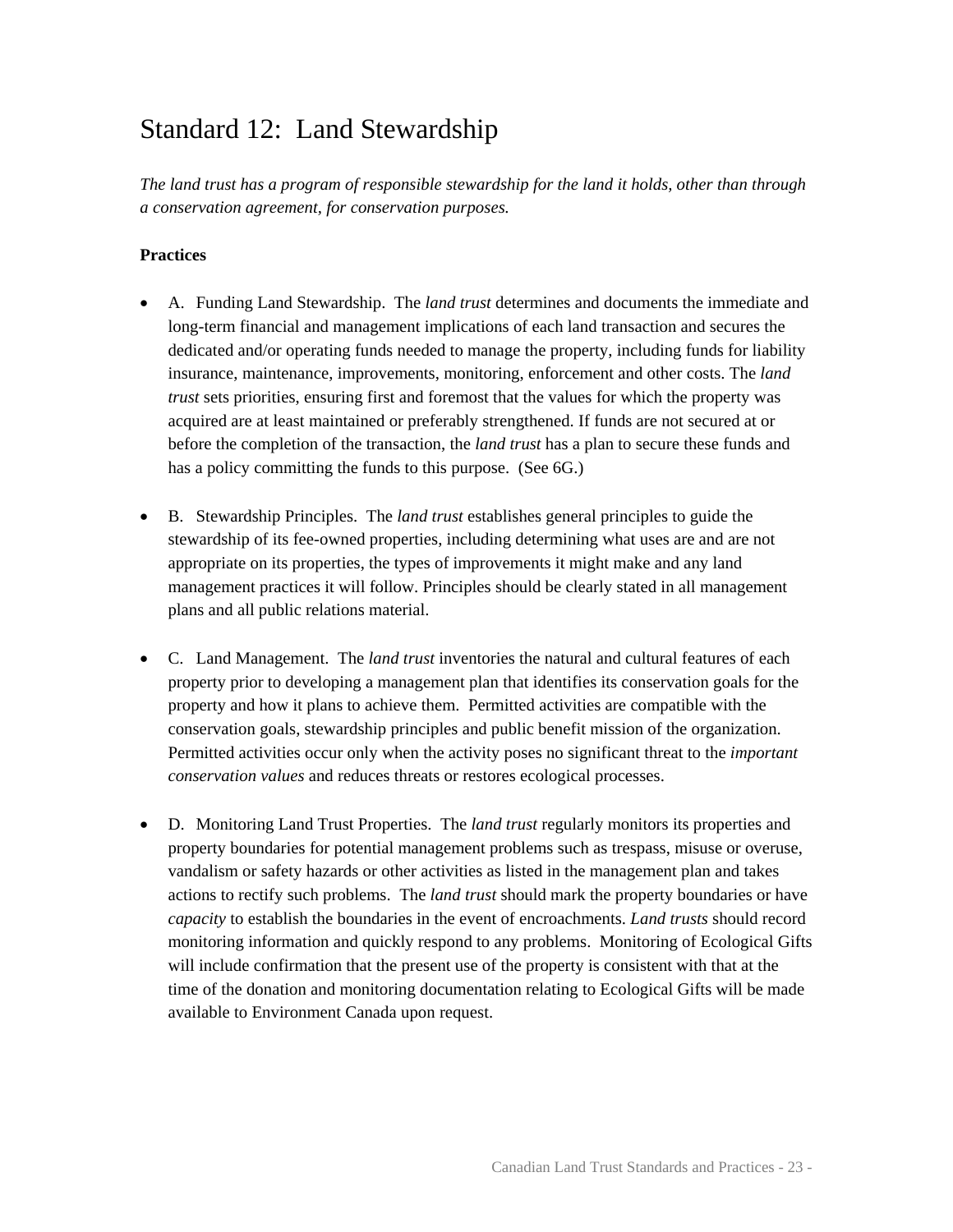# Standard 12: Land Stewardship

*The land trust has a program of responsible stewardship for the land it holds, other than through a conservation agreement, for conservation purposes.*

**Practices**

- A. Funding Land Stewardship. The *land trust* determines and documents the immediate and long-term financial and management implications of each land transaction and secures the dedicated and/or operating funds needed to manage the property, including funds for liability insurance, maintenance, improvements, monitoring, enforcement and other costs. The *land trust* sets priorities, ensuring first and foremost that the values for which the property was acquired are at least maintained or preferably strengthened. If funds are not secured at or before the completion of the transaction, the *land trust* has a plan to secure these funds and has a policy committing the funds to this purpose. (See 6G.)

- B. Stewardship Principles. The *land trust* establishes general principles to guide the stewardship of its fee-owned properties, including determining what uses are and are not appropriate on its properties, the types of improvements it might make and any land management practices it will follow. Principles should be clearly stated in all management plans and all public relations material.

- C. Land Management. The *land trust* inventories the natural and cultural features of each property prior to developing a management plan that identifies its conservation goals for the property and how it plans to achieve them. Permitted activities are compatible with the conservation goals, stewardship principles and public benefit mission of the organization. Permitted activities occur only when the activity poses no significant threat to the *important conservation values* and reduces threats or restores ecological processes.

- D. Monitoring Land Trust Properties. The *land trust* regularly monitors its properties and property boundaries for potential management problems such as trespass, misuse or overuse, vandalism or safety hazards or other activities as listed in the management plan and takes actions to rectify such problems. The *land trust* should mark the property boundaries or have *capacity* to establish the boundaries in the event of encroachments. *Land trusts* should record monitoring information and quickly respond to any problems. Monitoring of Ecological Gifts will include confirmation that the present use of the property is consistent with that at the time of the donation and monitoring documentation relating to Ecological Gifts will be made available to Environment Canada upon request.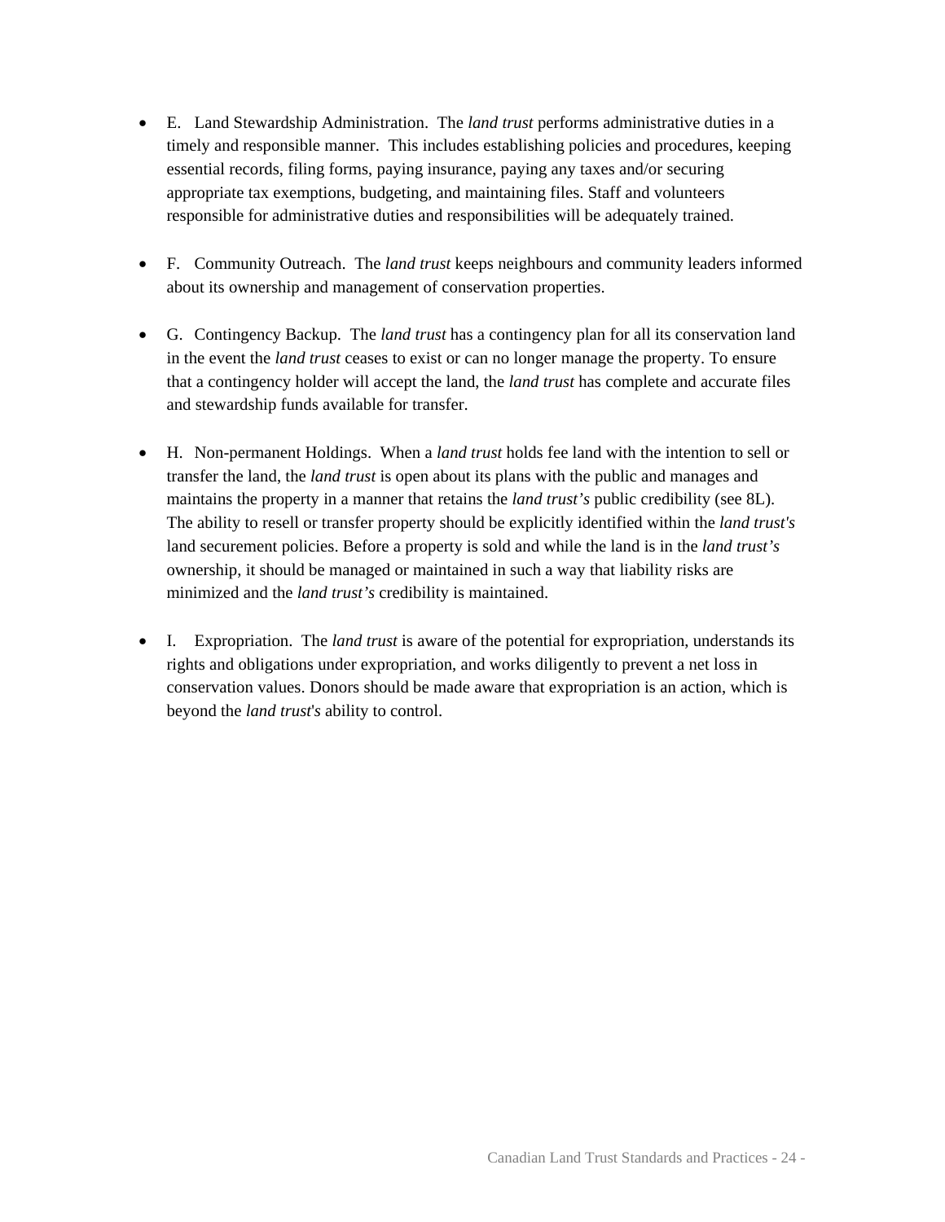- E. Land Stewardship Administration. The *land trust* performs administrative duties in a timely and responsible manner. This includes establishing policies and procedures, keeping essential records, filing forms, paying insurance, paying any taxes and/or securing appropriate tax exemptions, budgeting, and maintaining files. Staff and volunteers responsible for administrative duties and responsibilities will be adequately trained.

- F. Community Outreach. The *land trust* keeps neighbours and community leaders informed about its ownership and management of conservation properties.

- G. Contingency Backup. The *land trust* has a contingency plan for all its conservation land in the event the *land trust* ceases to exist or can no longer manage the property. To ensure that a contingency holder will accept the land, the *land trust* has complete and accurate files and stewardship funds available for transfer.

- H. Non-permanent Holdings. When a *land trust* holds fee land with the intention to sell or transfer the land, the *land trust* is open about its plans with the public and manages and maintains the property in a manner that retains the *land trust's* public credibility (see 8L). The ability to resell or transfer property should be explicitly identified within the *land trust's* land securement policies. Before a property is sold and while the land is in the *land trust's* ownership, it should be managed or maintained in such a way that liability risks are minimized and the *land trust's* credibility is maintained.

- I. Expropriation. The *land trust* is aware of the potential for expropriation, understands its rights and obligations under expropriation, and works diligently to prevent a net loss in conservation values. Donors should be made aware that expropriation is an action, which is beyond the *land trust's* ability to control.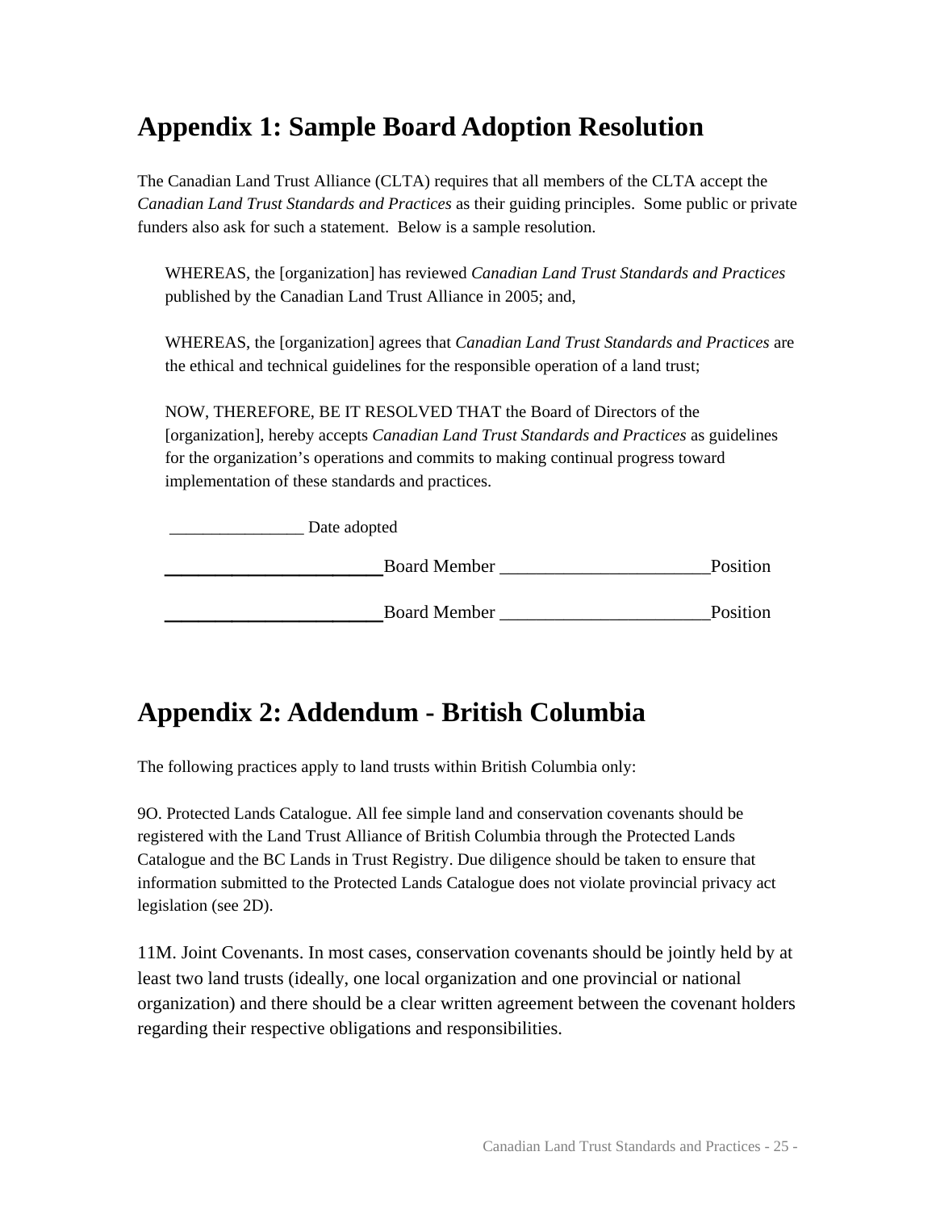## Appendix 1: Sample Board Adoption Resolution

The Canadian Land Trust Alliance (CLTA) requires that all members of the CLTA accept the *Canadian Land Trust Standards and Practices* as their guiding principles. Some public or private funders also ask for such a statement. Below is a sample resolution.

WHEREAS, the [organization] has reviewed *Canadian Land Trust Standards and Practices* published by the Canadian Land Trust Alliance in 2005; and,

WHEREAS, the [organization] agrees that *Canadian Land Trust Standards and Practices* are the ethical and technical guidelines for the responsible operation of a land trust;

NOW, THEREFORE, BE IT RESOLVED THAT the Board of Directors of the [organization], hereby accepts *Canadian Land Trust Standards and Practices* as guidelines for the organization's operations and commits to making continual progress toward implementation of these standards and practices.

________________ Date adopted

________________________Board Member _______________________Position

________________________Board Member _______________________Position

## Appendix 2: Addendum - British Columbia

The following practices apply to land trusts within British Columbia only:

9O. Protected Lands Catalogue. All fee simple land and conservation covenants should be registered with the Land Trust Alliance of British Columbia through the Protected Lands Catalogue and the BC Lands in Trust Registry. Due diligence should be taken to ensure that information submitted to the Protected Lands Catalogue does not violate provincial privacy act legislation (see 2D).

11M. Joint Covenants. In most cases, conservation covenants should be jointly held by at least two land trusts (ideally, one local organization and one provincial or national organization) and there should be a clear written agreement between the covenant holders regarding their respective obligations and responsibilities.